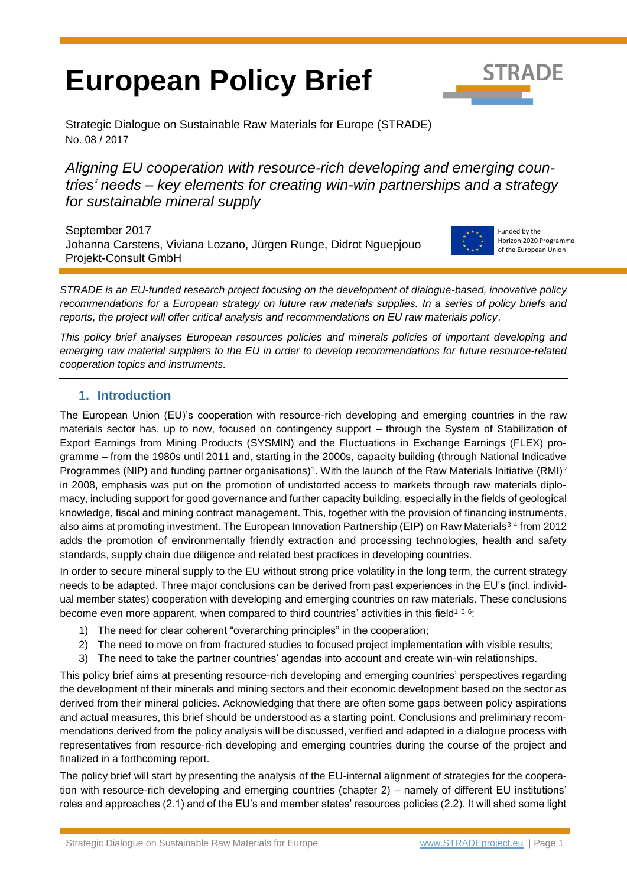# European Policy Brief

Strategic Dialogue on Sustainable Raw Materials for Europe (STRADE)
No. 08 / 2017

## *Aligning EU cooperation with resource-rich developing and emerging countries' needs – key elements for creating win-win partnerships and a strategy for sustainable mineral supply*

September 2017
Johanna Carstens, Viviana Lozano, Jürgen Runge, Didrot Nguepjouo
Projekt-Consult GmbH

Funded by the Horizon 2020 Programme of the European Union

*STRADE is an EU-funded research project focusing on the development of dialogue-based, innovative policy recommendations for a European strategy on future raw materials supplies. In a series of policy briefs and reports, the project will offer critical analysis and recommendations on EU raw materials policy.*

*This policy brief analyses European resources policies and minerals policies of important developing and emerging raw material suppliers to the EU in order to develop recommendations for future resource-related cooperation topics and instruments.*

---

## 1. Introduction

The European Union (EU)'s cooperation with resource-rich developing and emerging countries in the raw materials sector has, up to now, focused on contingency support – through the System of Stabilization of Export Earnings from Mining Products (SYSMIN) and the Fluctuations in Exchange Earnings (FLEX) programme – from the 1980s until 2011 and, starting in the 2000s, capacity building (through National Indicative Programmes (NIP) and funding partner organisations)[1]. With the launch of the Raw Materials Initiative (RMI)[2] in 2008, emphasis was put on the promotion of undistorted access to markets through raw materials diplomacy, including support for good governance and further capacity building, especially in the fields of geological knowledge, fiscal and mining contract management. This, together with the provision of financing instruments, also aims at promoting investment. The European Innovation Partnership (EIP) on Raw Materials[3] [4] from 2012 adds the promotion of environmentally friendly extraction and processing technologies, health and safety standards, supply chain due diligence and related best practices in developing countries.

In order to secure mineral supply to the EU without strong price volatility in the long term, the current strategy needs to be adapted. Three major conclusions can be derived from past experiences in the EU's (incl. individual member states) cooperation with developing and emerging countries on raw materials. These conclusions become even more apparent, when compared to third countries' activities in this field[1] [5] [6]:

1) The need for clear coherent "overarching principles" in the cooperation;
2) The need to move on from fractured studies to focused project implementation with visible results;
3) The need to take the partner countries' agendas into account and create win-win relationships.

This policy brief aims at presenting resource-rich developing and emerging countries' perspectives regarding the development of their minerals and mining sectors and their economic development based on the sector as derived from their mineral policies. Acknowledging that there are often some gaps between policy aspirations and actual measures, this brief should be understood as a starting point. Conclusions and preliminary recommendations derived from the policy analysis will be discussed, verified and adapted in a dialogue process with representatives from resource-rich developing and emerging countries during the course of the project and finalized in a forthcoming report.

The policy brief will start by presenting the analysis of the EU-internal alignment of strategies for the cooperation with resource-rich developing and emerging countries (chapter 2) – namely of different EU institutions' roles and approaches (2.1) and of the EU's and member states' resources policies (2.2). It will shed some light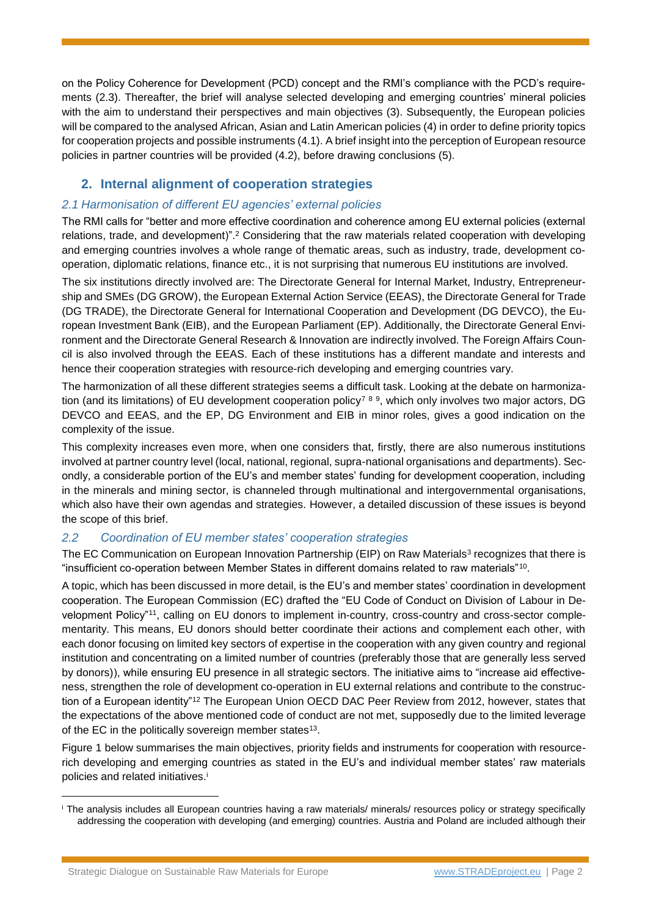on the Policy Coherence for Development (PCD) concept and the RMI's compliance with the PCD's requirements (2.3). Thereafter, the brief will analyse selected developing and emerging countries' mineral policies with the aim to understand their perspectives and main objectives (3). Subsequently, the European policies will be compared to the analysed African, Asian and Latin American policies (4) in order to define priority topics for cooperation projects and possible instruments (4.1). A brief insight into the perception of European resource policies in partner countries will be provided (4.2), before drawing conclusions (5).

## 2. Internal alignment of cooperation strategies

### *2.1 Harmonisation of different EU agencies' external policies*

The RMI calls for "better and more effective coordination and coherence among EU external policies (external relations, trade, and development)".[2] Considering that the raw materials related cooperation with developing and emerging countries involves a whole range of thematic areas, such as industry, trade, development cooperation, diplomatic relations, finance etc., it is not surprising that numerous EU institutions are involved.

The six institutions directly involved are: The Directorate General for Internal Market, Industry, Entrepreneurship and SMEs (DG GROW), the European External Action Service (EEAS), the Directorate General for Trade (DG TRADE), the Directorate General for International Cooperation and Development (DG DEVCO), the European Investment Bank (EIB), and the European Parliament (EP). Additionally, the Directorate General Environment and the Directorate General Research & Innovation are indirectly involved. The Foreign Affairs Council is also involved through the EEAS. Each of these institutions has a different mandate and interests and hence their cooperation strategies with resource-rich developing and emerging countries vary.

The harmonization of all these different strategies seems a difficult task. Looking at the debate on harmonization (and its limitations) of EU development cooperation policy[7 8 9], which only involves two major actors, DG DEVCO and EEAS, and the EP, DG Environment and EIB in minor roles, gives a good indication on the complexity of the issue.

This complexity increases even more, when one considers that, firstly, there are also numerous institutions involved at partner country level (local, national, regional, supra-national organisations and departments). Secondly, a considerable portion of the EU's and member states' funding for development cooperation, including in the minerals and mining sector, is channeled through multinational and intergovernmental organisations, which also have their own agendas and strategies. However, a detailed discussion of these issues is beyond the scope of this brief.

### *2.2 Coordination of EU member states' cooperation strategies*

The EC Communication on European Innovation Partnership (EIP) on Raw Materials[3] recognizes that there is "insufficient co-operation between Member States in different domains related to raw materials"[10].

A topic, which has been discussed in more detail, is the EU's and member states' coordination in development cooperation. The European Commission (EC) drafted the "EU Code of Conduct on Division of Labour in Development Policy"[11], calling on EU donors to implement in-country, cross-country and cross-sector complementarity. This means, EU donors should better coordinate their actions and complement each other, with each donor focusing on limited key sectors of expertise in the cooperation with any given country and regional institution and concentrating on a limited number of countries (preferably those that are generally less served by donors)), while ensuring EU presence in all strategic sectors. The initiative aims to "increase aid effectiveness, strengthen the role of development co-operation in EU external relations and contribute to the construction of a European identity"[12] The European Union OECD DAC Peer Review from 2012, however, states that the expectations of the above mentioned code of conduct are not met, supposedly due to the limited leverage of the EC in the politically sovereign member states[13].

Figure 1 below summarises the main objectives, priority fields and instruments for cooperation with resource-rich developing and emerging countries as stated in the EU's and individual member states' raw materials policies and related initiatives.[i]

---

[i] The analysis includes all European countries having a raw materials/ minerals/ resources policy or strategy specifically addressing the cooperation with developing (and emerging) countries. Austria and Poland are included although their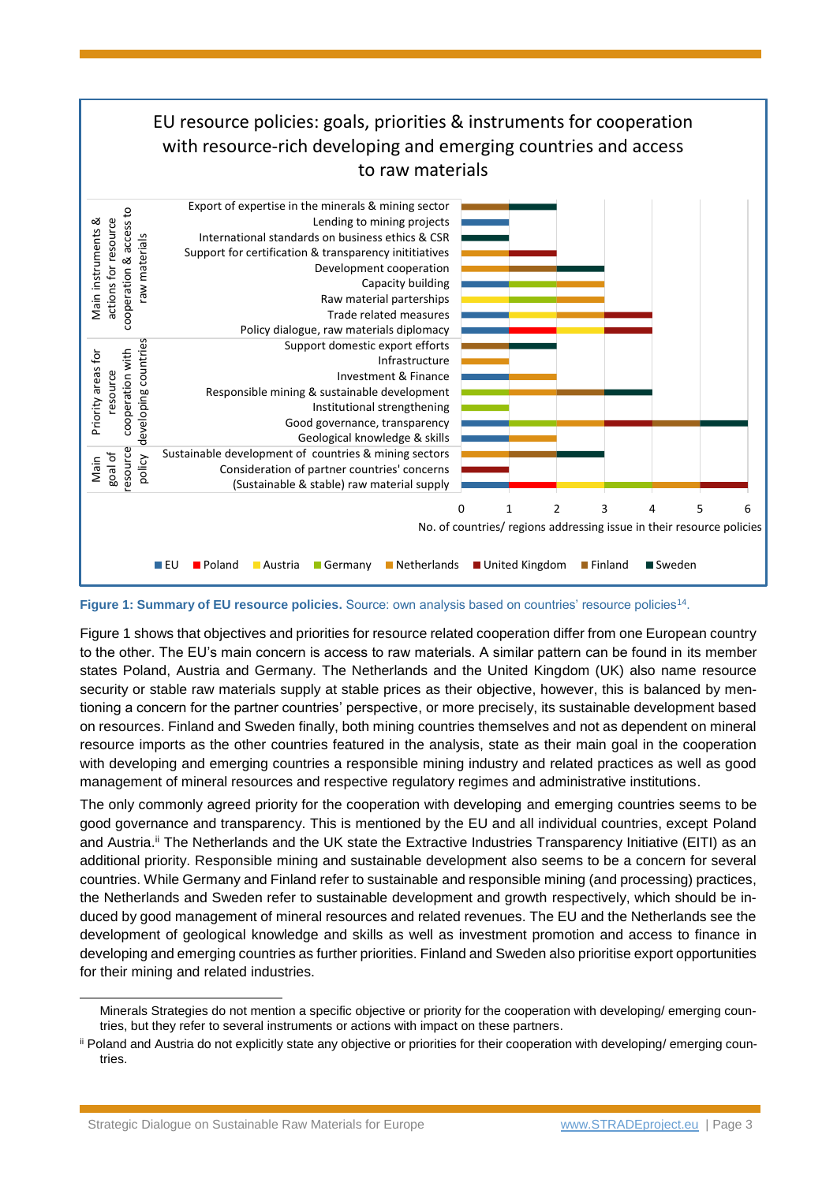EU resource policies: goals, priorities & instruments for cooperation with resource-rich developing and emerging countries and access to raw materials

| Category | Issue | EU | Poland | Austria | Germany | Netherlands | United Kingdom | Finland | Sweden |
|---|---|---|---|---|---|---|---|---|---|
| Main instruments & actions for resource cooperation & access to raw materials | Export of expertise in the minerals & mining sector | | | | | | | X | X |
| | Lending to mining projects | X | | | | | | | |
| | International standards on business ethics & CSR | | | | | | | | X |
| | Support for certification & transparency inititiatives | | | | | X | X | | |
| | Development cooperation | | | | | X | | X | X |
| | Capacity building | X | | | X | X | | | |
| | Raw material parterships | | | X | X | X | | | |
| | Trade related measures | X | | X | | X | X | | |
| | Policy dialogue, raw materials diplomacy | X | X | X | | | X | | |
| Priority areas for resource cooperation with developing countries | Support domestic export efforts | | | | | | | X | X |
| | Infrastructure | | | | | X | | | |
| | Investment & Finance | X | | | | X | | | |
| | Responsible mining & sustainable development | | | | X | X | | X | X |
| | Institutional strengthening | | | | X | | | | |
| | Good governance, transparency | X | | | X | X | X | X | X |
| | Geological knowledge & skills | X | | | | X | | | |
| Main goal of resource policy | Sustainable development of countries & mining sectors | | | | | X | | X | X |
| | Consideration of partner countries' concerns | | | | | | X | | |
| | (Sustainable & stable) raw material supply | X | X | X | X | X | X | | |

No. of countries/ regions addressing issue in their resource policies

**Figure 1: Summary of EU resource policies.** Source: own analysis based on countries' resource policies[14].

Figure 1 shows that objectives and priorities for resource related cooperation differ from one European country to the other. The EU's main concern is access to raw materials. A similar pattern can be found in its member states Poland, Austria and Germany. The Netherlands and the United Kingdom (UK) also name resource security or stable raw materials supply at stable prices as their objective, however, this is balanced by mentioning a concern for the partner countries' perspective, or more precisely, its sustainable development based on resources. Finland and Sweden finally, both mining countries themselves and not as dependent on mineral resource imports as the other countries featured in the analysis, state as their main goal in the cooperation with developing and emerging countries a responsible mining industry and related practices as well as good management of mineral resources and respective regulatory regimes and administrative institutions.

The only commonly agreed priority for the cooperation with developing and emerging countries seems to be good governance and transparency. This is mentioned by the EU and all individual countries, except Poland and Austria.[ii] The Netherlands and the UK state the Extractive Industries Transparency Initiative (EITI) as an additional priority. Responsible mining and sustainable development also seems to be a concern for several countries. While Germany and Finland refer to sustainable and responsible mining (and processing) practices, the Netherlands and Sweden refer to sustainable development and growth respectively, which should be induced by good management of mineral resources and related revenues. The EU and the Netherlands see the development of geological knowledge and skills as well as investment promotion and access to finance in developing and emerging countries as further priorities. Finland and Sweden also prioritise export opportunities for their mining and related industries.

Minerals Strategies do not mention a specific objective or priority for the cooperation with developing/ emerging countries, but they refer to several instruments or actions with impact on these partners.

[ii] Poland and Austria do not explicitly state any objective or priorities for their cooperation with developing/ emerging countries.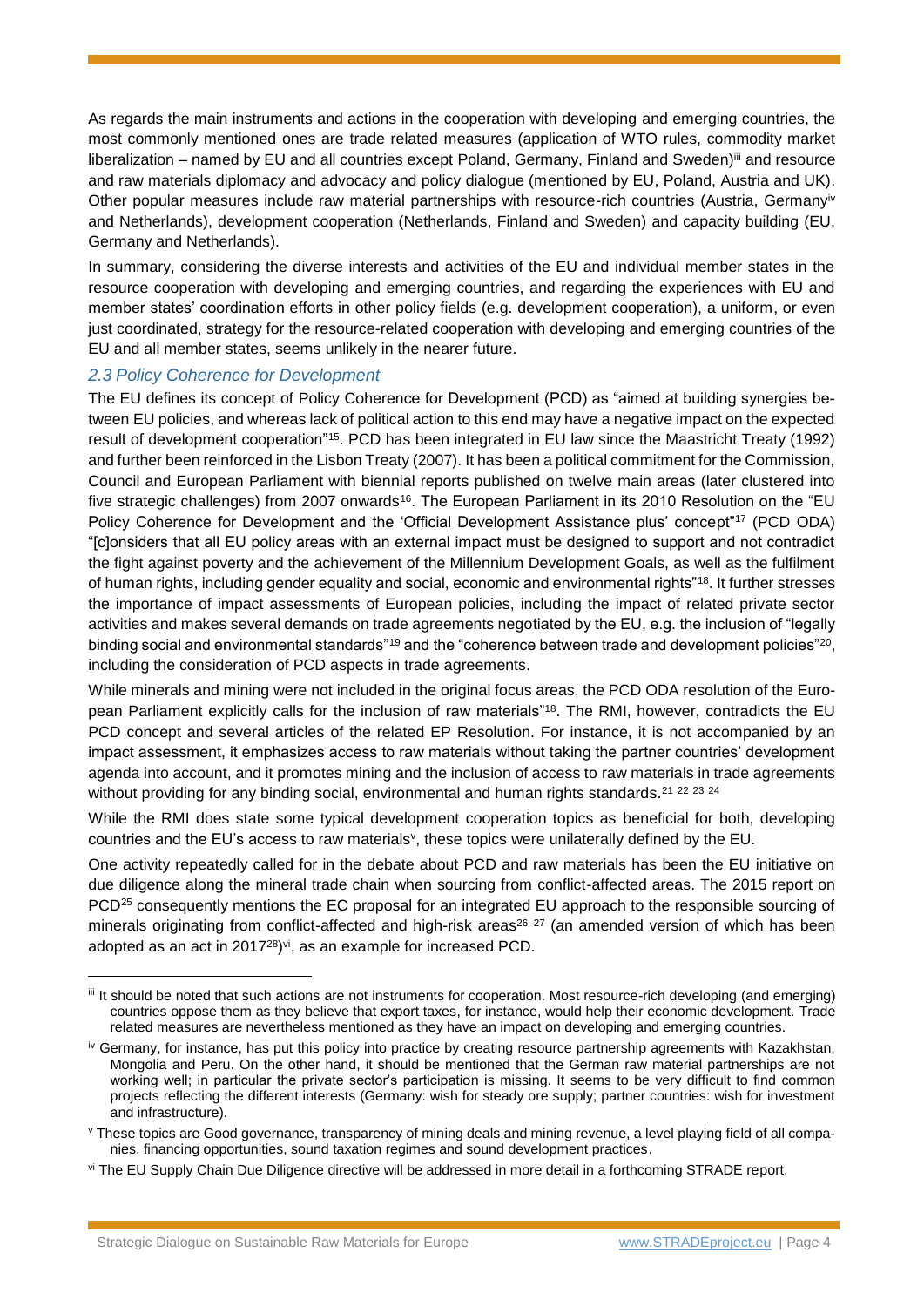As regards the main instruments and actions in the cooperation with developing and emerging countries, the most commonly mentioned ones are trade related measures (application of WTO rules, commodity market liberalization – named by EU and all countries except Poland, Germany, Finland and Sweden)[iii] and resource and raw materials diplomacy and advocacy and policy dialogue (mentioned by EU, Poland, Austria and UK). Other popular measures include raw material partnerships with resource-rich countries (Austria, Germany[iv] and Netherlands), development cooperation (Netherlands, Finland and Sweden) and capacity building (EU, Germany and Netherlands).

In summary, considering the diverse interests and activities of the EU and individual member states in the resource cooperation with developing and emerging countries, and regarding the experiences with EU and member states' coordination efforts in other policy fields (e.g. development cooperation), a uniform, or even just coordinated, strategy for the resource-related cooperation with developing and emerging countries of the EU and all member states, seems unlikely in the nearer future.

### *2.3 Policy Coherence for Development*

The EU defines its concept of Policy Coherence for Development (PCD) as "aimed at building synergies between EU policies, and whereas lack of political action to this end may have a negative impact on the expected result of development cooperation"[15]. PCD has been integrated in EU law since the Maastricht Treaty (1992) and further been reinforced in the Lisbon Treaty (2007). It has been a political commitment for the Commission, Council and European Parliament with biennial reports published on twelve main areas (later clustered into five strategic challenges) from 2007 onwards[16]. The European Parliament in its 2010 Resolution on the "EU Policy Coherence for Development and the 'Official Development Assistance plus' concept"[17] (PCD ODA) "[c]onsiders that all EU policy areas with an external impact must be designed to support and not contradict the fight against poverty and the achievement of the Millennium Development Goals, as well as the fulfilment of human rights, including gender equality and social, economic and environmental rights"[18]. It further stresses the importance of impact assessments of European policies, including the impact of related private sector activities and makes several demands on trade agreements negotiated by the EU, e.g. the inclusion of "legally binding social and environmental standards"[19] and the "coherence between trade and development policies"[20], including the consideration of PCD aspects in trade agreements.

While minerals and mining were not included in the original focus areas, the PCD ODA resolution of the European Parliament explicitly calls for the inclusion of raw materials"[18]. The RMI, however, contradicts the EU PCD concept and several articles of the related EP Resolution. For instance, it is not accompanied by an impact assessment, it emphasizes access to raw materials without taking the partner countries' development agenda into account, and it promotes mining and the inclusion of access to raw materials in trade agreements without providing for any binding social, environmental and human rights standards.[21] [22] [23] [24]

While the RMI does state some typical development cooperation topics as beneficial for both, developing countries and the EU's access to raw materials[v], these topics were unilaterally defined by the EU.

One activity repeatedly called for in the debate about PCD and raw materials has been the EU initiative on due diligence along the mineral trade chain when sourcing from conflict-affected areas. The 2015 report on PCD[25] consequently mentions the EC proposal for an integrated EU approach to the responsible sourcing of minerals originating from conflict-affected and high-risk areas[26] [27] (an amended version of which has been adopted as an act in 2017[28])[vi], as an example for increased PCD.

---

[iii] It should be noted that such actions are not instruments for cooperation. Most resource-rich developing (and emerging) countries oppose them as they believe that export taxes, for instance, would help their economic development. Trade related measures are nevertheless mentioned as they have an impact on developing and emerging countries.

[iv] Germany, for instance, has put this policy into practice by creating resource partnership agreements with Kazakhstan, Mongolia and Peru. On the other hand, it should be mentioned that the German raw material partnerships are not working well; in particular the private sector's participation is missing. It seems to be very difficult to find common projects reflecting the different interests (Germany: wish for steady ore supply; partner countries: wish for investment and infrastructure).

[v] These topics are Good governance, transparency of mining deals and mining revenue, a level playing field of all companies, financing opportunities, sound taxation regimes and sound development practices.

[vi] The EU Supply Chain Due Diligence directive will be addressed in more detail in a forthcoming STRADE report.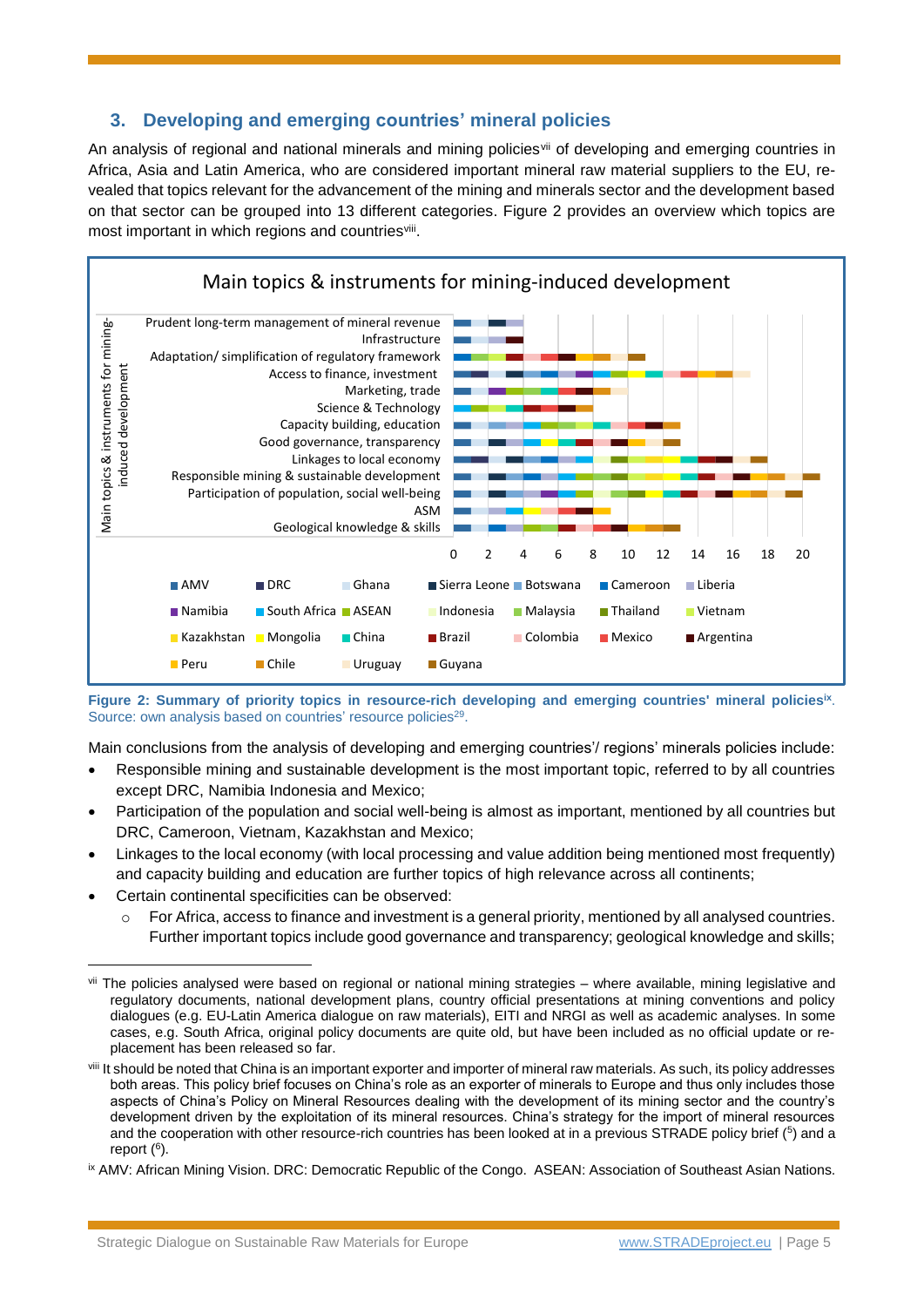## 3. Developing and emerging countries' mineral policies

An analysis of regional and national minerals and mining policies[vii] of developing and emerging countries in Africa, Asia and Latin America, who are considered important mineral raw material suppliers to the EU, revealed that topics relevant for the advancement of the mining and minerals sector and the development based on that sector can be grouped into 13 different categories. Figure 2 provides an overview which topics are most important in which regions and countries[viii].

Main topics & instruments for mining-induced development

Main topics & instruments for mining-induced development

- Prudent long-term management of mineral revenue
- Infrastructure
- Adaptation/ simplification of regulatory framework
- Access to finance, investment
- Marketing, trade
- Science & Technology
- Capacity building, education
- Good governance, transparency
- Linkages to local economy
- Responsible mining & sustainable development
- Participation of population, social well-being
- ASM
- Geological knowledge & skills

0 2 4 6 8 10 12 14 16 18 20

AMV, DRC, Ghana, Sierra Leone, Botswana, Cameroon, Liberia, Namibia, South Africa, ASEAN, Indonesia, Malaysia, Thailand, Vietnam, Kazakhstan, Mongolia, China, Brazil, Colombia, Mexico, Argentina, Peru, Chile, Uruguay, Guyana

**Figure 2: Summary of priority topics in resource-rich developing and emerging countries' mineral policies[ix].** Source: own analysis based on countries' resource policies[29].

Main conclusions from the analysis of developing and emerging countries'/ regions' minerals policies include:

- Responsible mining and sustainable development is the most important topic, referred to by all countries except DRC, Namibia Indonesia and Mexico;
- Participation of the population and social well-being is almost as important, mentioned by all countries but DRC, Cameroon, Vietnam, Kazakhstan and Mexico;
- Linkages to the local economy (with local processing and value addition being mentioned most frequently) and capacity building and education are further topics of high relevance across all continents;
- Certain continental specificities can be observed:
  - For Africa, access to finance and investment is a general priority, mentioned by all analysed countries. Further important topics include good governance and transparency; geological knowledge and skills;

---

[vii] The policies analysed were based on regional or national mining strategies – where available, mining legislative and regulatory documents, national development plans, country official presentations at mining conventions and policy dialogues (e.g. EU-Latin America dialogue on raw materials), EITI and NRGI as well as academic analyses. In some cases, e.g. South Africa, original policy documents are quite old, but have been included as no official update or replacement has been released so far.

[viii] It should be noted that China is an important exporter and importer of mineral raw materials. As such, its policy addresses both areas. This policy brief focuses on China's role as an exporter of minerals to Europe and thus only includes those aspects of China's Policy on Mineral Resources dealing with the development of its mining sector and the country's development driven by the exploitation of its mineral resources. China's strategy for the import of mineral resources and the cooperation with other resource-rich countries has been looked at in a previous STRADE policy brief (5) and a report (6).

[ix] AMV: African Mining Vision. DRC: Democratic Republic of the Congo. ASEAN: Association of Southeast Asian Nations.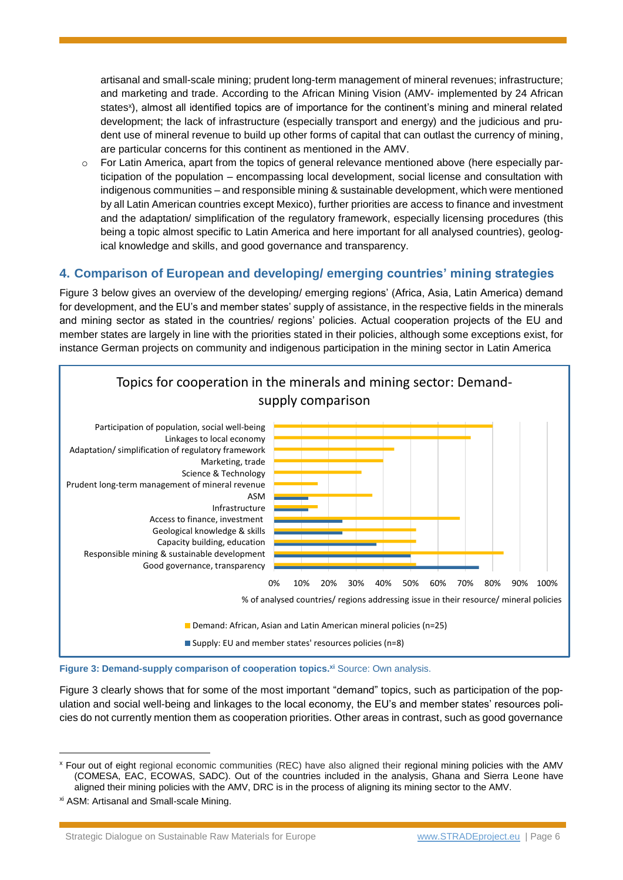artisanal and small-scale mining; prudent long-term management of mineral revenues; infrastructure; and marketing and trade. According to the African Mining Vision (AMV- implemented by 24 African states[x]), almost all identified topics are of importance for the continent's mining and mineral related development; the lack of infrastructure (especially transport and energy) and the judicious and prudent use of mineral revenue to build up other forms of capital that can outlast the currency of mining, are particular concerns for this continent as mentioned in the AMV.

- For Latin America, apart from the topics of general relevance mentioned above (here especially participation of the population – encompassing local development, social license and consultation with indigenous communities – and responsible mining & sustainable development, which were mentioned by all Latin American countries except Mexico), further priorities are access to finance and investment and the adaptation/ simplification of the regulatory framework, especially licensing procedures (this being a topic almost specific to Latin America and here important for all analysed countries), geological knowledge and skills, and good governance and transparency.

## 4. Comparison of European and developing/ emerging countries' mining strategies

Figure 3 below gives an overview of the developing/ emerging regions' (Africa, Asia, Latin America) demand for development, and the EU's and member states' supply of assistance, in the respective fields in the minerals and mining sector as stated in the countries/ regions' policies. Actual cooperation projects of the EU and member states are largely in line with the priorities stated in their policies, although some exceptions exist, for instance German projects on community and indigenous participation in the mining sector in Latin America

**Topics for cooperation in the minerals and mining sector: Demand-supply comparison**

Categories: Participation of population, social well-being; Linkages to local economy; Adaptation/ simplification of regulatory framework; Marketing, trade; Science & Technology; Prudent long-term management of mineral revenue; ASM; Infrastructure; Access to finance, investment; Geological knowledge & skills; Capacity building, education; Responsible mining & sustainable development; Good governance, transparency

X-axis: % of analysed countries/ regions addressing issue in their resource/ mineral policies (0%–100%)

Legend: Demand: African, Asian and Latin American mineral policies (n=25); Supply: EU and member states' resources policies (n=8)

**Figure 3: Demand-supply comparison of cooperation topics.**[xi] Source: Own analysis.

Figure 3 clearly shows that for some of the most important "demand" topics, such as participation of the population and social well-being and linkages to the local economy, the EU's and member states' resources policies do not currently mention them as cooperation priorities. Other areas in contrast, such as good governance

---

[x] Four out of eight regional economic communities (REC) have also aligned their regional mining policies with the AMV (COMESA, EAC, ECOWAS, SADC). Out of the countries included in the analysis, Ghana and Sierra Leone have aligned their mining policies with the AMV, DRC is in the process of aligning its mining sector to the AMV.

[xi] ASM: Artisanal and Small-scale Mining.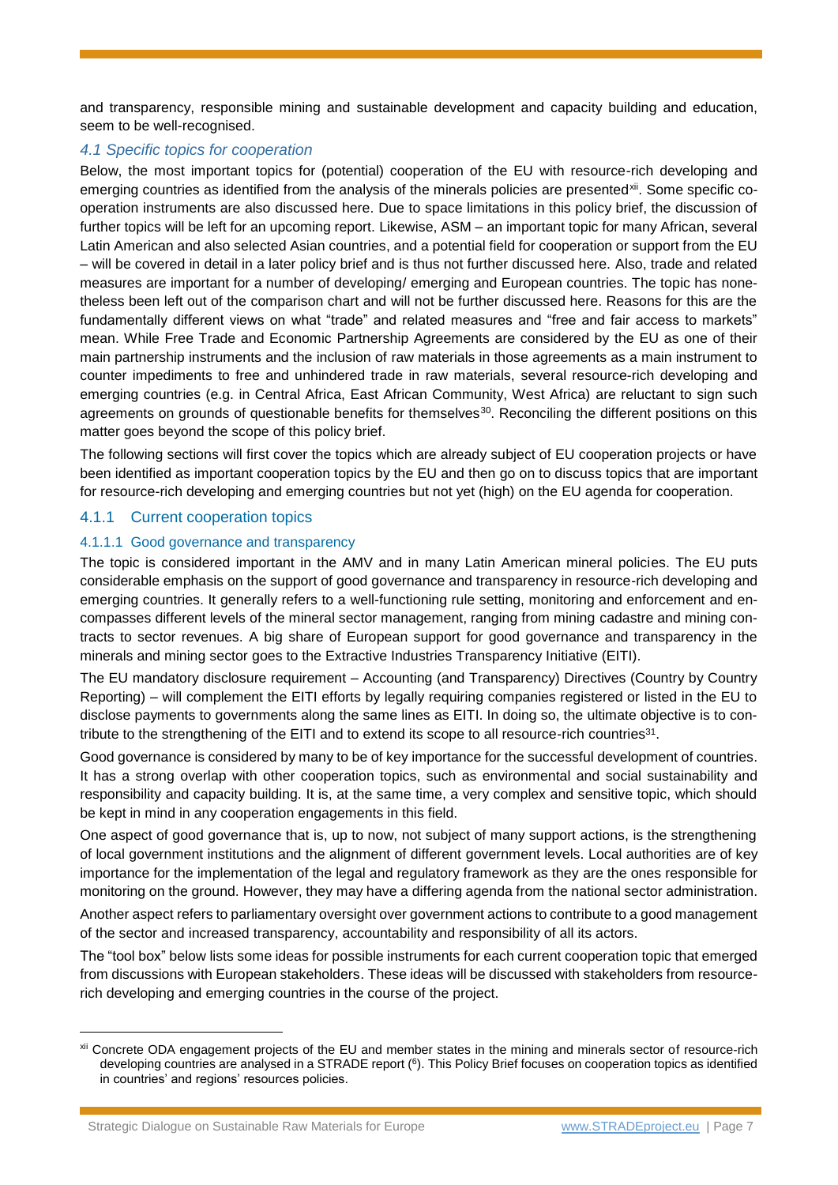and transparency, responsible mining and sustainable development and capacity building and education, seem to be well-recognised.

### *4.1 Specific topics for cooperation*

Below, the most important topics for (potential) cooperation of the EU with resource-rich developing and emerging countries as identified from the analysis of the minerals policies are presented[xii]. Some specific co-operation instruments are also discussed here. Due to space limitations in this policy brief, the discussion of further topics will be left for an upcoming report. Likewise, ASM – an important topic for many African, several Latin American and also selected Asian countries, and a potential field for cooperation or support from the EU – will be covered in detail in a later policy brief and is thus not further discussed here. Also, trade and related measures are important for a number of developing/ emerging and European countries. The topic has none-theless been left out of the comparison chart and will not be further discussed here. Reasons for this are the fundamentally different views on what "trade" and related measures and "free and fair access to markets" mean. While Free Trade and Economic Partnership Agreements are considered by the EU as one of their main partnership instruments and the inclusion of raw materials in those agreements as a main instrument to counter impediments to free and unhindered trade in raw materials, several resource-rich developing and emerging countries (e.g. in Central Africa, East African Community, West Africa) are reluctant to sign such agreements on grounds of questionable benefits for themselves[30]. Reconciling the different positions on this matter goes beyond the scope of this policy brief.

The following sections will first cover the topics which are already subject of EU cooperation projects or have been identified as important cooperation topics by the EU and then go on to discuss topics that are important for resource-rich developing and emerging countries but not yet (high) on the EU agenda for cooperation.

#### 4.1.1 Current cooperation topics

##### 4.1.1.1 Good governance and transparency

The topic is considered important in the AMV and in many Latin American mineral policies. The EU puts considerable emphasis on the support of good governance and transparency in resource-rich developing and emerging countries. It generally refers to a well-functioning rule setting, monitoring and enforcement and en-compasses different levels of the mineral sector management, ranging from mining cadastre and mining con-tracts to sector revenues. A big share of European support for good governance and transparency in the minerals and mining sector goes to the Extractive Industries Transparency Initiative (EITI).

The EU mandatory disclosure requirement – Accounting (and Transparency) Directives (Country by Country Reporting) – will complement the EITI efforts by legally requiring companies registered or listed in the EU to disclose payments to governments along the same lines as EITI. In doing so, the ultimate objective is to con-tribute to the strengthening of the EITI and to extend its scope to all resource-rich countries[31].

Good governance is considered by many to be of key importance for the successful development of countries. It has a strong overlap with other cooperation topics, such as environmental and social sustainability and responsibility and capacity building. It is, at the same time, a very complex and sensitive topic, which should be kept in mind in any cooperation engagements in this field.

One aspect of good governance that is, up to now, not subject of many support actions, is the strengthening of local government institutions and the alignment of different government levels. Local authorities are of key importance for the implementation of the legal and regulatory framework as they are the ones responsible for monitoring on the ground. However, they may have a differing agenda from the national sector administration.

Another aspect refers to parliamentary oversight over government actions to contribute to a good management of the sector and increased transparency, accountability and responsibility of all its actors.

The "tool box" below lists some ideas for possible instruments for each current cooperation topic that emerged from discussions with European stakeholders. These ideas will be discussed with stakeholders from resource-rich developing and emerging countries in the course of the project.

---

[xii] Concrete ODA engagement projects of the EU and member states in the mining and minerals sector of resource-rich developing countries are analysed in a STRADE report ([6]). This Policy Brief focuses on cooperation topics as identified in countries' and regions' resources policies.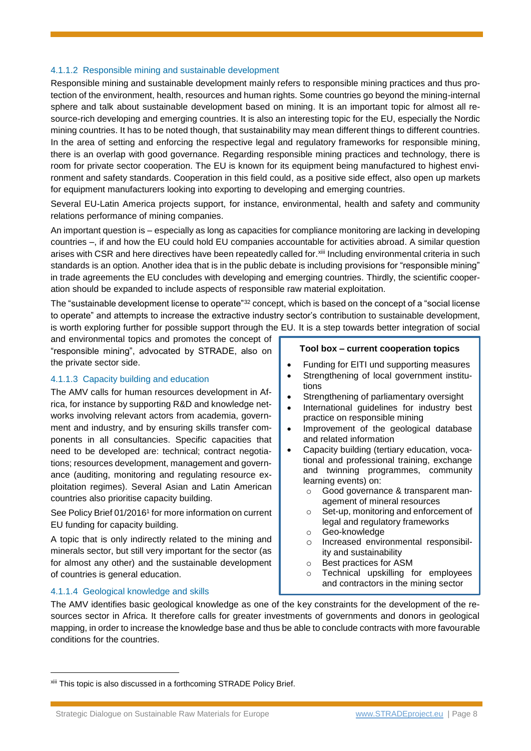#### 4.1.1.2 Responsible mining and sustainable development

Responsible mining and sustainable development mainly refers to responsible mining practices and thus protection of the environment, health, resources and human rights. Some countries go beyond the mining-internal sphere and talk about sustainable development based on mining. It is an important topic for almost all resource-rich developing and emerging countries. It is also an interesting topic for the EU, especially the Nordic mining countries. It has to be noted though, that sustainability may mean different things to different countries. In the area of setting and enforcing the respective legal and regulatory frameworks for responsible mining, there is an overlap with good governance. Regarding responsible mining practices and technology, there is room for private sector cooperation. The EU is known for its equipment being manufactured to highest environment and safety standards. Cooperation in this field could, as a positive side effect, also open up markets for equipment manufacturers looking into exporting to developing and emerging countries.

Several EU-Latin America projects support, for instance, environmental, health and safety and community relations performance of mining companies.

An important question is – especially as long as capacities for compliance monitoring are lacking in developing countries –, if and how the EU could hold EU companies accountable for activities abroad. A similar question arises with CSR and here directives have been repeatedly called for.[xiii] Including environmental criteria in such standards is an option. Another idea that is in the public debate is including provisions for "responsible mining" in trade agreements the EU concludes with developing and emerging countries. Thirdly, the scientific cooperation should be expanded to include aspects of responsible raw material exploitation.

The "sustainable development license to operate"[32] concept, which is based on the concept of a "social license to operate" and attempts to increase the extractive industry sector's contribution to sustainable development, is worth exploring further for possible support through the EU. It is a step towards better integration of social and environmental topics and promotes the concept of "responsible mining", advocated by STRADE, also on the private sector side.

#### 4.1.1.3 Capacity building and education

The AMV calls for human resources development in Africa, for instance by supporting R&D and knowledge networks involving relevant actors from academia, government and industry, and by ensuring skills transfer components in all consultancies. Specific capacities that need to be developed are: technical; contract negotiations; resources development, management and governance (auditing, monitoring and regulating resource exploitation regimes). Several Asian and Latin American countries also prioritise capacity building.

See Policy Brief 01/2016[1] for more information on current EU funding for capacity building.

A topic that is only indirectly related to the mining and minerals sector, but still very important for the sector (as for almost any other) and the sustainable development of countries is general education.

**Tool box – current cooperation topics**

- Funding for EITI und supporting measures
- Strengthening of local government institutions
- Strengthening of parliamentary oversight
- International guidelines for industry best practice on responsible mining
- Improvement of the geological database and related information
- Capacity building (tertiary education, vocational and professional training, exchange and twinning programmes, community learning events) on:
  - Good governance & transparent management of mineral resources
  - Set-up, monitoring and enforcement of legal and regulatory frameworks
  - Geo-knowledge
  - Increased environmental responsibility and sustainability
  - Best practices for ASM
  - Technical upskilling for employees and contractors in the mining sector

#### 4.1.1.4 Geological knowledge and skills

The AMV identifies basic geological knowledge as one of the key constraints for the development of the resources sector in Africa. It therefore calls for greater investments of governments and donors in geological mapping, in order to increase the knowledge base and thus be able to conclude contracts with more favourable conditions for the countries.

---

[xiii] This topic is also discussed in a forthcoming STRADE Policy Brief.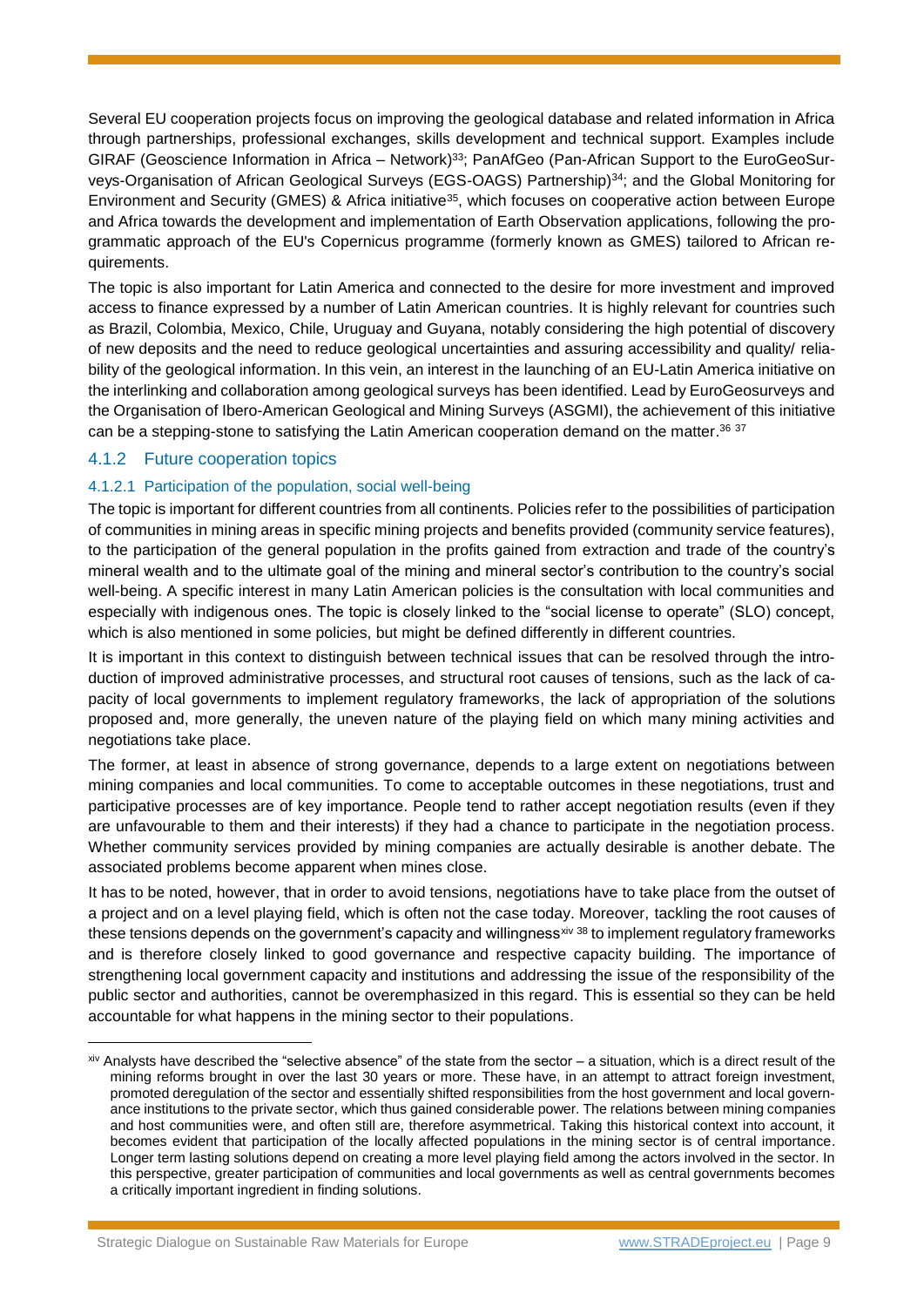Several EU cooperation projects focus on improving the geological database and related information in Africa through partnerships, professional exchanges, skills development and technical support. Examples include GIRAF (Geoscience Information in Africa – Network)[33]; PanAfGeo (Pan-African Support to the EuroGeoSurveys-Organisation of African Geological Surveys (EGS-OAGS) Partnership)[34]; and the Global Monitoring for Environment and Security (GMES) & Africa initiative[35], which focuses on cooperative action between Europe and Africa towards the development and implementation of Earth Observation applications, following the programmatic approach of the EU's Copernicus programme (formerly known as GMES) tailored to African requirements.

The topic is also important for Latin America and connected to the desire for more investment and improved access to finance expressed by a number of Latin American countries. It is highly relevant for countries such as Brazil, Colombia, Mexico, Chile, Uruguay and Guyana, notably considering the high potential of discovery of new deposits and the need to reduce geological uncertainties and assuring accessibility and quality/ reliability of the geological information. In this vein, an interest in the launching of an EU-Latin America initiative on the interlinking and collaboration among geological surveys has been identified. Lead by EuroGeosurveys and the Organisation of Ibero-American Geological and Mining Surveys (ASGMI), the achievement of this initiative can be a stepping-stone to satisfying the Latin American cooperation demand on the matter.[36] [37]

### 4.1.2 Future cooperation topics

#### 4.1.2.1 Participation of the population, social well-being

The topic is important for different countries from all continents. Policies refer to the possibilities of participation of communities in mining areas in specific mining projects and benefits provided (community service features), to the participation of the general population in the profits gained from extraction and trade of the country's mineral wealth and to the ultimate goal of the mining and mineral sector's contribution to the country's social well-being. A specific interest in many Latin American policies is the consultation with local communities and especially with indigenous ones. The topic is closely linked to the "social license to operate" (SLO) concept, which is also mentioned in some policies, but might be defined differently in different countries.

It is important in this context to distinguish between technical issues that can be resolved through the introduction of improved administrative processes, and structural root causes of tensions, such as the lack of capacity of local governments to implement regulatory frameworks, the lack of appropriation of the solutions proposed and, more generally, the uneven nature of the playing field on which many mining activities and negotiations take place.

The former, at least in absence of strong governance, depends to a large extent on negotiations between mining companies and local communities. To come to acceptable outcomes in these negotiations, trust and participative processes are of key importance. People tend to rather accept negotiation results (even if they are unfavourable to them and their interests) if they had a chance to participate in the negotiation process. Whether community services provided by mining companies are actually desirable is another debate. The associated problems become apparent when mines close.

It has to be noted, however, that in order to avoid tensions, negotiations have to take place from the outset of a project and on a level playing field, which is often not the case today. Moreover, tackling the root causes of these tensions depends on the government's capacity and willingness[xiv] [38] to implement regulatory frameworks and is therefore closely linked to good governance and respective capacity building. The importance of strengthening local government capacity and institutions and addressing the issue of the responsibility of the public sector and authorities, cannot be overemphasized in this regard. This is essential so they can be held accountable for what happens in the mining sector to their populations.

[xiv] Analysts have described the "selective absence" of the state from the sector – a situation, which is a direct result of the mining reforms brought in over the last 30 years or more. These have, in an attempt to attract foreign investment, promoted deregulation of the sector and essentially shifted responsibilities from the host government and local governance institutions to the private sector, which thus gained considerable power. The relations between mining companies and host communities were, and often still are, therefore asymmetrical. Taking this historical context into account, it becomes evident that participation of the locally affected populations in the mining sector is of central importance. Longer term lasting solutions depend on creating a more level playing field among the actors involved in the sector. In this perspective, greater participation of communities and local governments as well as central governments becomes a critically important ingredient in finding solutions.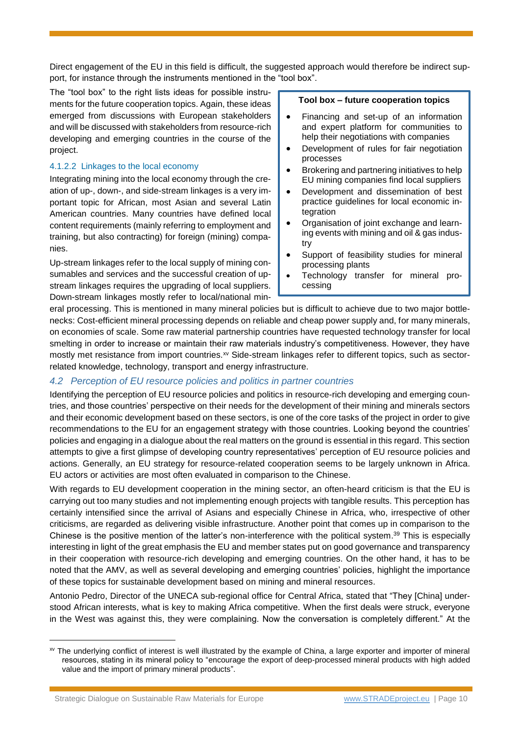Direct engagement of the EU in this field is difficult, the suggested approach would therefore be indirect support, for instance through the instruments mentioned in the "tool box".

The "tool box" to the right lists ideas for possible instruments for the future cooperation topics. Again, these ideas emerged from discussions with European stakeholders and will be discussed with stakeholders from resource-rich developing and emerging countries in the course of the project.

> **Tool box – future cooperation topics**
>
> - Financing and set-up of an information and expert platform for communities to help their negotiations with companies
> - Development of rules for fair negotiation processes
> - Brokering and partnering initiatives to help EU mining companies find local suppliers
> - Development and dissemination of best practice guidelines for local economic integration
> - Organisation of joint exchange and learning events with mining and oil & gas industry
> - Support of feasibility studies for mineral processing plants
> - Technology transfer for mineral processing

#### 4.1.2.2 Linkages to the local economy

Integrating mining into the local economy through the creation of up-, down-, and side-stream linkages is a very important topic for African, most Asian and several Latin American countries. Many countries have defined local content requirements (mainly referring to employment and training, but also contracting) for foreign (mining) companies.

Up-stream linkages refer to the local supply of mining consumables and services and the successful creation of up-stream linkages requires the upgrading of local suppliers. Down-stream linkages mostly refer to local/national mineral processing. This is mentioned in many mineral policies but is difficult to achieve due to two major bottlenecks: Cost-efficient mineral processing depends on reliable and cheap power supply and, for many minerals, on economies of scale. Some raw material partnership countries have requested technology transfer for local smelting in order to increase or maintain their raw materials industry's competitiveness. However, they have mostly met resistance from import countries.[xv] Side-stream linkages refer to different topics, such as sector-related knowledge, technology, transport and energy infrastructure.

## 4.2 Perception of EU resource policies and politics in partner countries

Identifying the perception of EU resource policies and politics in resource-rich developing and emerging countries, and those countries' perspective on their needs for the development of their mining and minerals sectors and their economic development based on these sectors, is one of the core tasks of the project in order to give recommendations to the EU for an engagement strategy with those countries. Looking beyond the countries' policies and engaging in a dialogue about the real matters on the ground is essential in this regard. This section attempts to give a first glimpse of developing country representatives' perception of EU resource policies and actions. Generally, an EU strategy for resource-related cooperation seems to be largely unknown in Africa. EU actors or activities are most often evaluated in comparison to the Chinese.

With regards to EU development cooperation in the mining sector, an often-heard criticism is that the EU is carrying out too many studies and not implementing enough projects with tangible results. This perception has certainly intensified since the arrival of Asians and especially Chinese in Africa, who, irrespective of other criticisms, are regarded as delivering visible infrastructure. Another point that comes up in comparison to the Chinese is the positive mention of the latter's non-interference with the political system.[39] This is especially interesting in light of the great emphasis the EU and member states put on good governance and transparency in their cooperation with resource-rich developing and emerging countries. On the other hand, it has to be noted that the AMV, as well as several developing and emerging countries' policies, highlight the importance of these topics for sustainable development based on mining and mineral resources.

Antonio Pedro, Director of the UNECA sub-regional office for Central Africa, stated that "They [China] understood African interests, what is key to making Africa competitive. When the first deals were struck, everyone in the West was against this, they were complaining. Now the conversation is completely different." At the

---

[xv] The underlying conflict of interest is well illustrated by the example of China, a large exporter and importer of mineral resources, stating in its mineral policy to "encourage the export of deep-processed mineral products with high added value and the import of primary mineral products".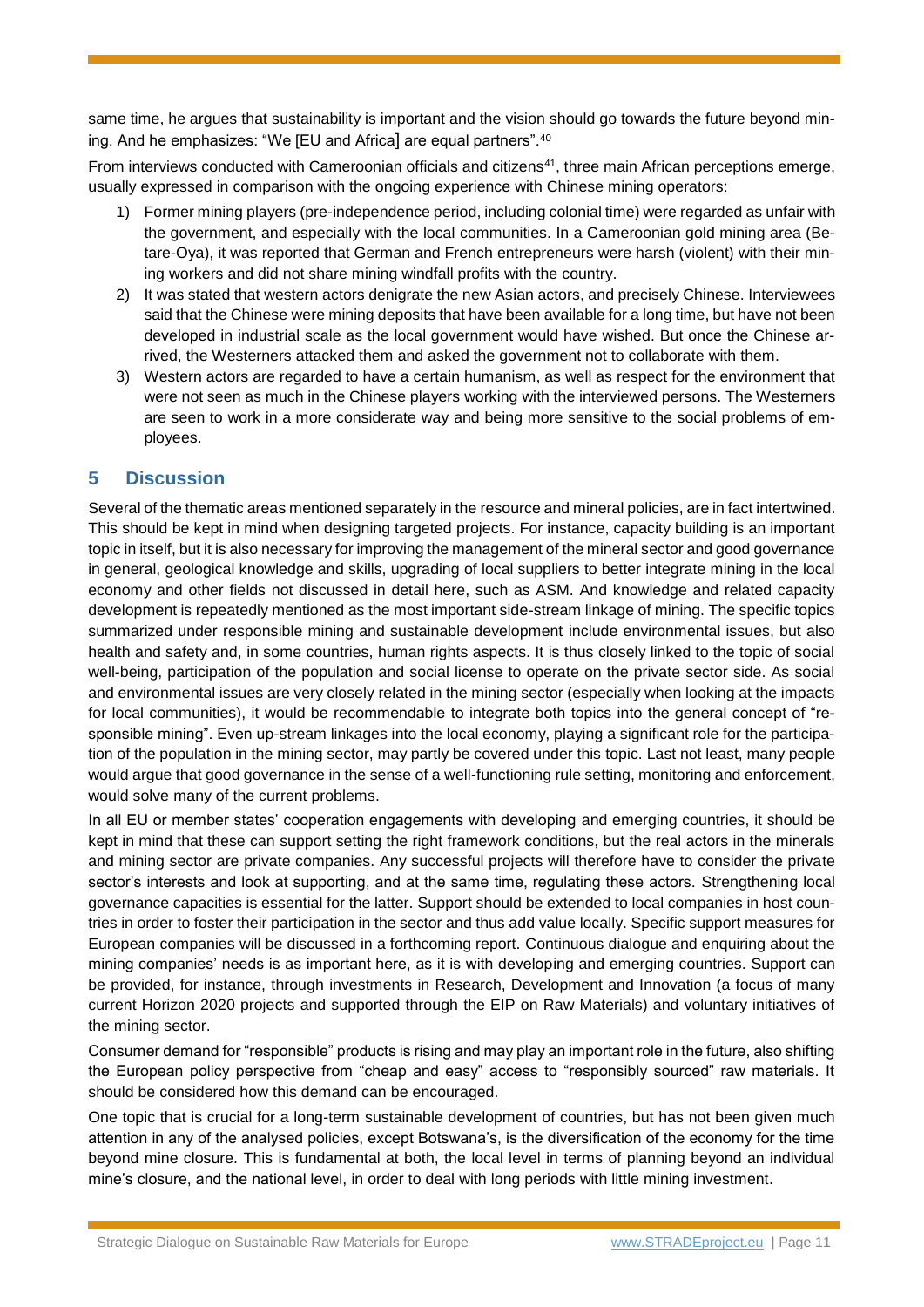same time, he argues that sustainability is important and the vision should go towards the future beyond mining. And he emphasizes: "We [EU and Africa] are equal partners".[40]

From interviews conducted with Cameroonian officials and citizens[41], three main African perceptions emerge, usually expressed in comparison with the ongoing experience with Chinese mining operators:

1) Former mining players (pre-independence period, including colonial time) were regarded as unfair with the government, and especially with the local communities. In a Cameroonian gold mining area (Betare-Oya), it was reported that German and French entrepreneurs were harsh (violent) with their mining workers and did not share mining windfall profits with the country.
2) It was stated that western actors denigrate the new Asian actors, and precisely Chinese. Interviewees said that the Chinese were mining deposits that have been available for a long time, but have not been developed in industrial scale as the local government would have wished. But once the Chinese arrived, the Westerners attacked them and asked the government not to collaborate with them.
3) Western actors are regarded to have a certain humanism, as well as respect for the environment that were not seen as much in the Chinese players working with the interviewed persons. The Westerners are seen to work in a more considerate way and being more sensitive to the social problems of employees.

## 5 Discussion

Several of the thematic areas mentioned separately in the resource and mineral policies, are in fact intertwined. This should be kept in mind when designing targeted projects. For instance, capacity building is an important topic in itself, but it is also necessary for improving the management of the mineral sector and good governance in general, geological knowledge and skills, upgrading of local suppliers to better integrate mining in the local economy and other fields not discussed in detail here, such as ASM. And knowledge and related capacity development is repeatedly mentioned as the most important side-stream linkage of mining. The specific topics summarized under responsible mining and sustainable development include environmental issues, but also health and safety and, in some countries, human rights aspects. It is thus closely linked to the topic of social well-being, participation of the population and social license to operate on the private sector side. As social and environmental issues are very closely related in the mining sector (especially when looking at the impacts for local communities), it would be recommendable to integrate both topics into the general concept of "responsible mining". Even up-stream linkages into the local economy, playing a significant role for the participation of the population in the mining sector, may partly be covered under this topic. Last not least, many people would argue that good governance in the sense of a well-functioning rule setting, monitoring and enforcement, would solve many of the current problems.

In all EU or member states' cooperation engagements with developing and emerging countries, it should be kept in mind that these can support setting the right framework conditions, but the real actors in the minerals and mining sector are private companies. Any successful projects will therefore have to consider the private sector's interests and look at supporting, and at the same time, regulating these actors. Strengthening local governance capacities is essential for the latter. Support should be extended to local companies in host countries in order to foster their participation in the sector and thus add value locally. Specific support measures for European companies will be discussed in a forthcoming report. Continuous dialogue and enquiring about the mining companies' needs is as important here, as it is with developing and emerging countries. Support can be provided, for instance, through investments in Research, Development and Innovation (a focus of many current Horizon 2020 projects and supported through the EIP on Raw Materials) and voluntary initiatives of the mining sector.

Consumer demand for "responsible" products is rising and may play an important role in the future, also shifting the European policy perspective from "cheap and easy" access to "responsibly sourced" raw materials. It should be considered how this demand can be encouraged.

One topic that is crucial for a long-term sustainable development of countries, but has not been given much attention in any of the analysed policies, except Botswana's, is the diversification of the economy for the time beyond mine closure. This is fundamental at both, the local level in terms of planning beyond an individual mine's closure, and the national level, in order to deal with long periods with little mining investment.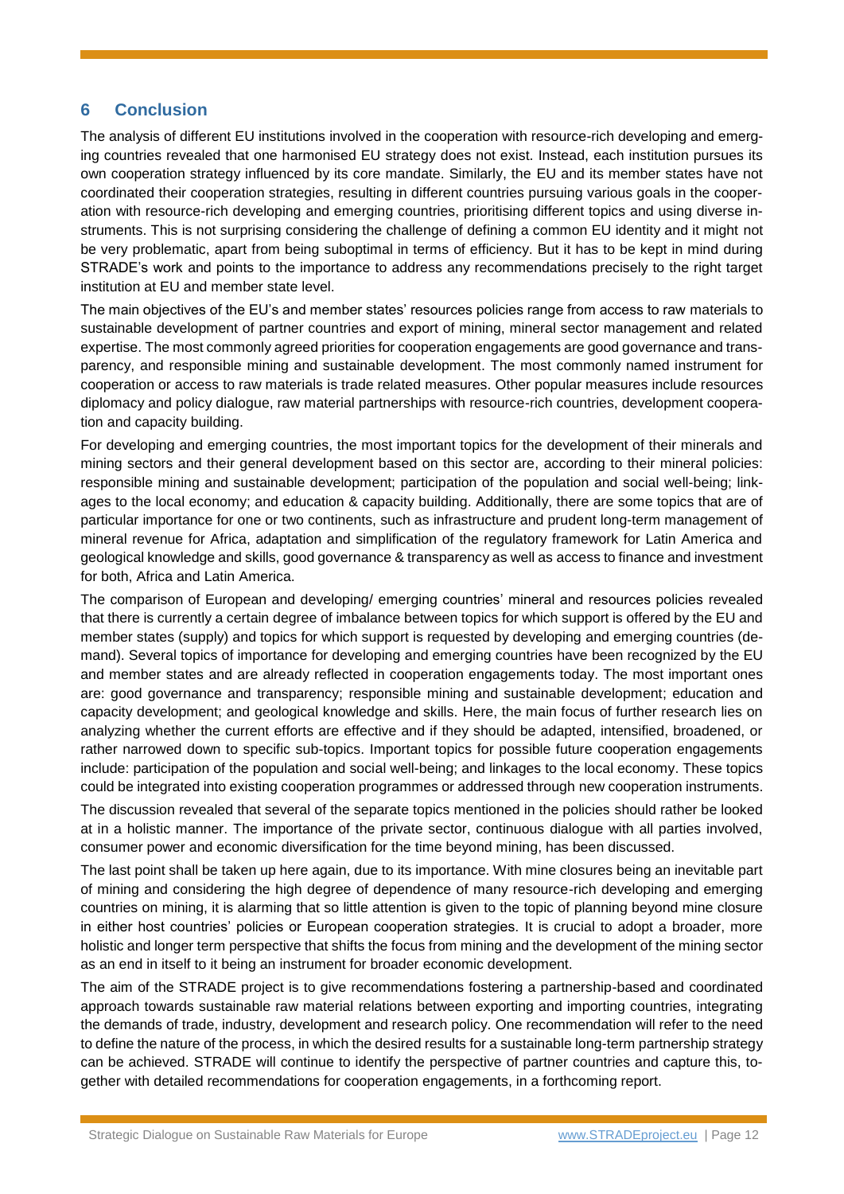## 6 Conclusion

The analysis of different EU institutions involved in the cooperation with resource-rich developing and emerging countries revealed that one harmonised EU strategy does not exist. Instead, each institution pursues its own cooperation strategy influenced by its core mandate. Similarly, the EU and its member states have not coordinated their cooperation strategies, resulting in different countries pursuing various goals in the cooperation with resource-rich developing and emerging countries, prioritising different topics and using diverse instruments. This is not surprising considering the challenge of defining a common EU identity and it might not be very problematic, apart from being suboptimal in terms of efficiency. But it has to be kept in mind during STRADE's work and points to the importance to address any recommendations precisely to the right target institution at EU and member state level.

The main objectives of the EU's and member states' resources policies range from access to raw materials to sustainable development of partner countries and export of mining, mineral sector management and related expertise. The most commonly agreed priorities for cooperation engagements are good governance and transparency, and responsible mining and sustainable development. The most commonly named instrument for cooperation or access to raw materials is trade related measures. Other popular measures include resources diplomacy and policy dialogue, raw material partnerships with resource-rich countries, development cooperation and capacity building.

For developing and emerging countries, the most important topics for the development of their minerals and mining sectors and their general development based on this sector are, according to their mineral policies: responsible mining and sustainable development; participation of the population and social well-being; linkages to the local economy; and education & capacity building. Additionally, there are some topics that are of particular importance for one or two continents, such as infrastructure and prudent long-term management of mineral revenue for Africa, adaptation and simplification of the regulatory framework for Latin America and geological knowledge and skills, good governance & transparency as well as access to finance and investment for both, Africa and Latin America.

The comparison of European and developing/ emerging countries' mineral and resources policies revealed that there is currently a certain degree of imbalance between topics for which support is offered by the EU and member states (supply) and topics for which support is requested by developing and emerging countries (demand). Several topics of importance for developing and emerging countries have been recognized by the EU and member states and are already reflected in cooperation engagements today. The most important ones are: good governance and transparency; responsible mining and sustainable development; education and capacity development; and geological knowledge and skills. Here, the main focus of further research lies on analyzing whether the current efforts are effective and if they should be adapted, intensified, broadened, or rather narrowed down to specific sub-topics. Important topics for possible future cooperation engagements include: participation of the population and social well-being; and linkages to the local economy. These topics could be integrated into existing cooperation programmes or addressed through new cooperation instruments.

The discussion revealed that several of the separate topics mentioned in the policies should rather be looked at in a holistic manner. The importance of the private sector, continuous dialogue with all parties involved, consumer power and economic diversification for the time beyond mining, has been discussed.

The last point shall be taken up here again, due to its importance. With mine closures being an inevitable part of mining and considering the high degree of dependence of many resource-rich developing and emerging countries on mining, it is alarming that so little attention is given to the topic of planning beyond mine closure in either host countries' policies or European cooperation strategies. It is crucial to adopt a broader, more holistic and longer term perspective that shifts the focus from mining and the development of the mining sector as an end in itself to it being an instrument for broader economic development.

The aim of the STRADE project is to give recommendations fostering a partnership-based and coordinated approach towards sustainable raw material relations between exporting and importing countries, integrating the demands of trade, industry, development and research policy. One recommendation will refer to the need to define the nature of the process, in which the desired results for a sustainable long-term partnership strategy can be achieved. STRADE will continue to identify the perspective of partner countries and capture this, together with detailed recommendations for cooperation engagements, in a forthcoming report.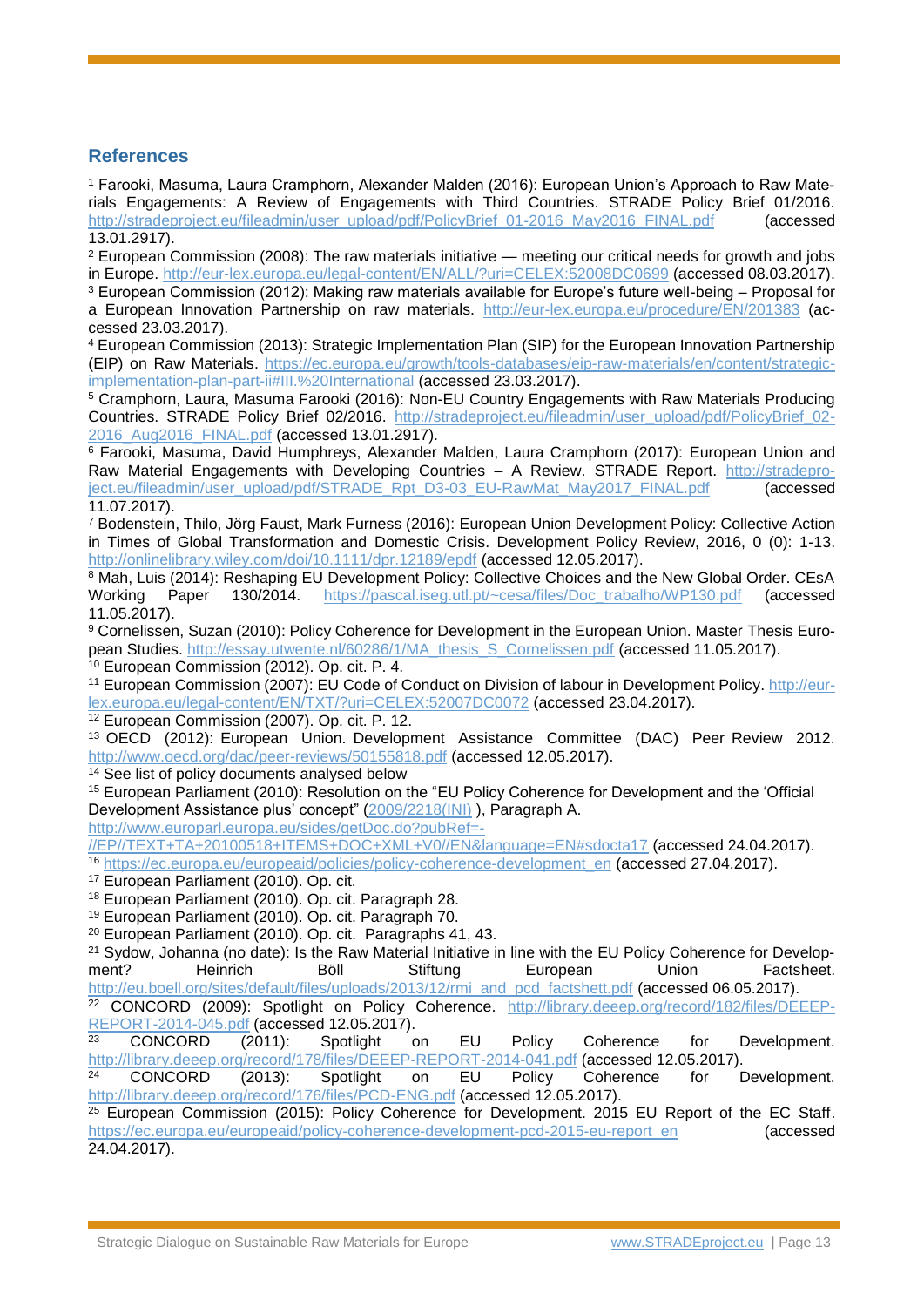## References

[1] Farooki, Masuma, Laura Cramphorn, Alexander Malden (2016): European Union's Approach to Raw Materials Engagements: A Review of Engagements with Third Countries. STRADE Policy Brief 01/2016. http://stradeproject.eu/fileadmin/user_upload/pdf/PolicyBrief_01-2016_May2016_FINAL.pdf (accessed 13.01.2917).

[2] European Commission (2008): The raw materials initiative — meeting our critical needs for growth and jobs in Europe. http://eur-lex.europa.eu/legal-content/EN/ALL/?uri=CELEX:52008DC0699 (accessed 08.03.2017).

[3] European Commission (2012): Making raw materials available for Europe's future well-being – Proposal for a European Innovation Partnership on raw materials. http://eur-lex.europa.eu/procedure/EN/201383 (accessed 23.03.2017).

[4] European Commission (2013): Strategic Implementation Plan (SIP) for the European Innovation Partnership (EIP) on Raw Materials. https://ec.europa.eu/growth/tools-databases/eip-raw-materials/en/content/strategic-implementation-plan-part-ii#III.%20International (accessed 23.03.2017).

[5] Cramphorn, Laura, Masuma Farooki (2016): Non-EU Country Engagements with Raw Materials Producing Countries. STRADE Policy Brief 02/2016. http://stradeproject.eu/fileadmin/user_upload/pdf/PolicyBrief_02-2016_Aug2016_FINAL.pdf (accessed 13.01.2917).

[6] Farooki, Masuma, David Humphreys, Alexander Malden, Laura Cramphorn (2017): European Union and Raw Material Engagements with Developing Countries – A Review. STRADE Report. http://stradeproject.eu/fileadmin/user_upload/pdf/STRADE_Rpt_D3-03_EU-RawMat_May2017_FINAL.pdf (accessed 11.07.2017).

[7] Bodenstein, Thilo, Jörg Faust, Mark Furness (2016): European Union Development Policy: Collective Action in Times of Global Transformation and Domestic Crisis. Development Policy Review, 2016, 0 (0): 1-13. http://onlinelibrary.wiley.com/doi/10.1111/dpr.12189/epdf (accessed 12.05.2017).

[8] Mah, Luis (2014): Reshaping EU Development Policy: Collective Choices and the New Global Order. CEsA Working Paper 130/2014. https://pascal.iseg.utl.pt/~cesa/files/Doc_trabalho/WP130.pdf (accessed 11.05.2017).

[9] Cornelissen, Suzan (2010): Policy Coherence for Development in the European Union. Master Thesis European Studies. http://essay.utwente.nl/60286/1/MA_thesis_S_Cornelissen.pdf (accessed 11.05.2017).

[10] European Commission (2012). Op. cit. P. 4.

[11] European Commission (2007): EU Code of Conduct on Division of labour in Development Policy. http://eur-lex.europa.eu/legal-content/EN/TXT/?uri=CELEX:52007DC0072 (accessed 23.04.2017).

[12] European Commission (2007). Op. cit. P. 12.

[13] OECD (2012): European Union. Development Assistance Committee (DAC) Peer Review 2012. http://www.oecd.org/dac/peer-reviews/50155818.pdf (accessed 12.05.2017).

[14] See list of policy documents analysed below

[15] European Parliament (2010): Resolution on the "EU Policy Coherence for Development and the 'Official Development Assistance plus' concept" (2009/2218(INI) ), Paragraph A. http://www.europarl.europa.eu/sides/getDoc.do?pubRef=-//EP//TEXT+TA+20100518+ITEMS+DOC+XML+V0//EN&language=EN#sdocta17 (accessed 24.04.2017).

[16] https://ec.europa.eu/europeaid/policies/policy-coherence-development_en (accessed 27.04.2017).

[17] European Parliament (2010). Op. cit.

[18] European Parliament (2010). Op. cit. Paragraph 28.

[19] European Parliament (2010). Op. cit. Paragraph 70.

[20] European Parliament (2010). Op. cit. Paragraphs 41, 43.

[21] Sydow, Johanna (no date): Is the Raw Material Initiative in line with the EU Policy Coherence for Development? Heinrich Böll Stiftung European Union Factsheet. http://eu.boell.org/sites/default/files/uploads/2013/12/rmi_and_pcd_factshett.pdf (accessed 06.05.2017).

[22] CONCORD (2009): Spotlight on Policy Coherence. http://library.deeep.org/record/182/files/DEEEP-REPORT-2014-045.pdf (accessed 12.05.2017).

[23] CONCORD (2011): Spotlight on EU Policy Coherence for Development. http://library.deeep.org/record/178/files/DEEEP-REPORT-2014-041.pdf (accessed 12.05.2017).

[24] CONCORD (2013): Spotlight on EU Policy Coherence for Development. http://library.deeep.org/record/176/files/PCD-ENG.pdf (accessed 12.05.2017).

[25] European Commission (2015): Policy Coherence for Development. 2015 EU Report of the EC Staff. https://ec.europa.eu/europeaid/policy-coherence-development-pcd-2015-eu-report_en (accessed 24.04.2017).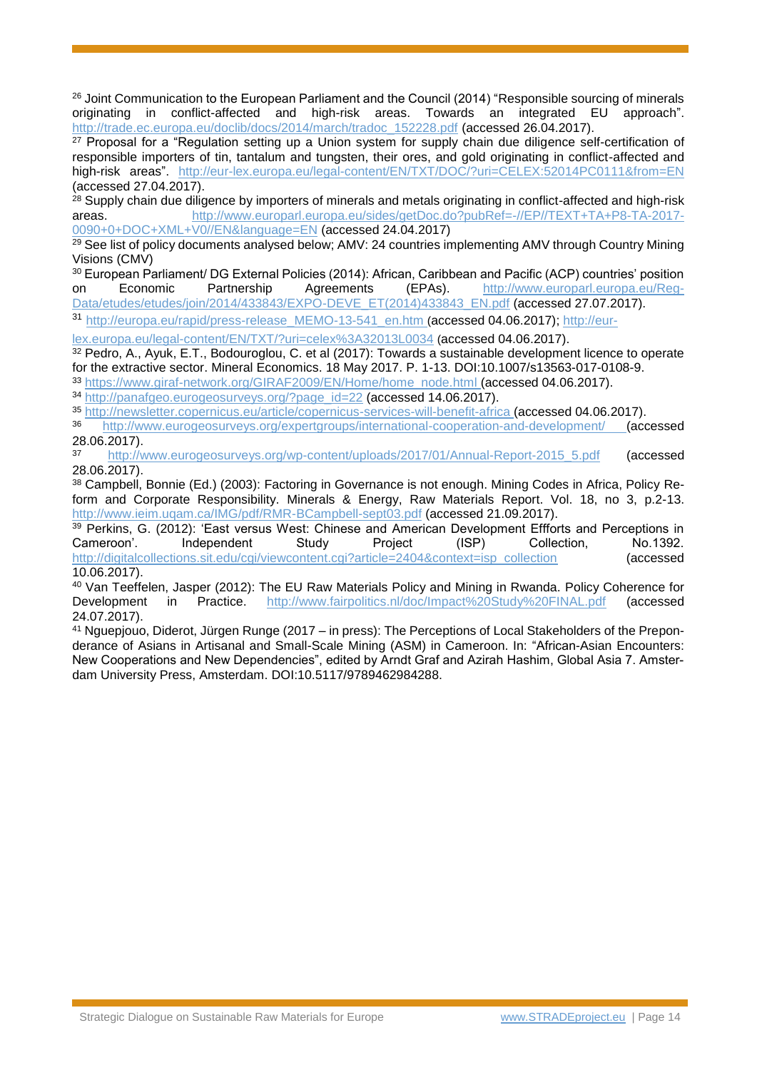[26] Joint Communication to the European Parliament and the Council (2014) "Responsible sourcing of minerals originating in conflict-affected and high-risk areas. Towards an integrated EU approach". http://trade.ec.europa.eu/doclib/docs/2014/march/tradoc_152228.pdf (accessed 26.04.2017).

[27] Proposal for a "Regulation setting up a Union system for supply chain due diligence self-certification of responsible importers of tin, tantalum and tungsten, their ores, and gold originating in conflict-affected and high-risk areas". http://eur-lex.europa.eu/legal-content/EN/TXT/DOC/?uri=CELEX:52014PC0111&from=EN (accessed 27.04.2017).

[28] Supply chain due diligence by importers of minerals and metals originating in conflict-affected and high-risk areas. http://www.europarl.europa.eu/sides/getDoc.do?pubRef=-//EP//TEXT+TA+P8-TA-2017-0090+0+DOC+XML+V0//EN&language=EN (accessed 24.04.2017)

[29] See list of policy documents analysed below; AMV: 24 countries implementing AMV through Country Mining Visions (CMV)

[30] European Parliament/ DG External Policies (2014): African, Caribbean and Pacific (ACP) countries' position on Economic Partnership Agreements (EPAs). http://www.europarl.europa.eu/RegData/etudes/etudes/join/2014/433843/EXPO-DEVE_ET(2014)433843_EN.pdf (accessed 27.07.2017).

[31] http://europa.eu/rapid/press-release_MEMO-13-541_en.htm (accessed 04.06.2017); http://eur-lex.europa.eu/legal-content/EN/TXT/?uri=celex%3A32013L0034 (accessed 04.06.2017).

[32] Pedro, A., Ayuk, E.T., Bodouroglou, C. et al (2017): Towards a sustainable development licence to operate for the extractive sector. Mineral Economics. 18 May 2017. P. 1-13. DOI:10.1007/s13563-017-0108-9.

[33] https://www.giraf-network.org/GIRAF2009/EN/Home/home_node.html (accessed 04.06.2017).

[34] http://panafgeo.eurogeosurveys.org/?page_id=22 (accessed 14.06.2017).

[35] http://newsletter.copernicus.eu/article/copernicus-services-will-benefit-africa (accessed 04.06.2017).

[36] http://www.eurogeosurveys.org/expertgroups/international-cooperation-and-development/ (accessed 28.06.2017).

[37] http://www.eurogeosurveys.org/wp-content/uploads/2017/01/Annual-Report-2015_5.pdf (accessed 28.06.2017).

[38] Campbell, Bonnie (Ed.) (2003): Factoring in Governance is not enough. Mining Codes in Africa, Policy Reform and Corporate Responsibility. Minerals & Energy, Raw Materials Report. Vol. 18, no 3, p.2-13. http://www.ieim.uqam.ca/IMG/pdf/RMR-BCampbell-sept03.pdf (accessed 21.09.2017).

[39] Perkins, G. (2012): 'East versus West: Chinese and American Development Effforts and Perceptions in Cameroon'. Independent Study Project (ISP) Collection, No.1392. http://digitalcollections.sit.edu/cgi/viewcontent.cgi?article=2404&context=isp_collection (accessed 10.06.2017).

[40] Van Teeffelen, Jasper (2012): The EU Raw Materials Policy and Mining in Rwanda. Policy Coherence for Development in Practice. http://www.fairpolitics.nl/doc/Impact%20Study%20FINAL.pdf (accessed 24.07.2017).

[41] Nguepjouo, Diderot, Jürgen Runge (2017 – in press): The Perceptions of Local Stakeholders of the Preponderance of Asians in Artisanal and Small-Scale Mining (ASM) in Cameroon. In: "African-Asian Encounters: New Cooperations and New Dependencies", edited by Arndt Graf and Azirah Hashim, Global Asia 7. Amsterdam University Press, Amsterdam. DOI:10.5117/9789462984288.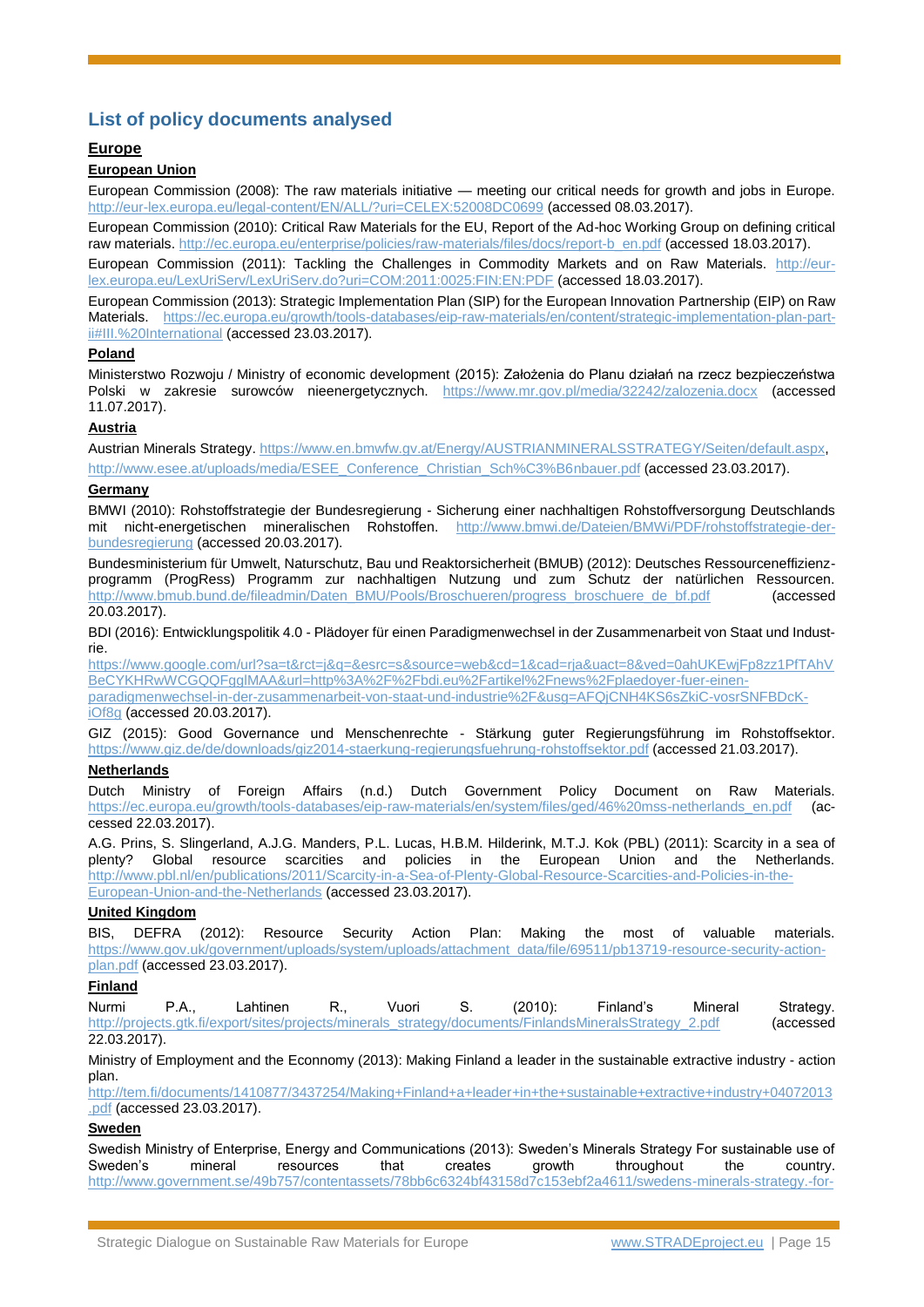## List of policy documents analysed

### Europe

#### European Union

European Commission (2008): The raw materials initiative — meeting our critical needs for growth and jobs in Europe. http://eur-lex.europa.eu/legal-content/EN/ALL/?uri=CELEX:52008DC0699 (accessed 08.03.2017).

European Commission (2010): Critical Raw Materials for the EU, Report of the Ad-hoc Working Group on defining critical raw materials. http://ec.europa.eu/enterprise/policies/raw-materials/files/docs/report-b_en.pdf (accessed 18.03.2017).

European Commission (2011): Tackling the Challenges in Commodity Markets and on Raw Materials. http://eur-lex.europa.eu/LexUriServ/LexUriServ.do?uri=COM:2011:0025:FIN:EN:PDF (accessed 18.03.2017).

European Commission (2013): Strategic Implementation Plan (SIP) for the European Innovation Partnership (EIP) on Raw Materials. https://ec.europa.eu/growth/tools-databases/eip-raw-materials/en/content/strategic-implementation-plan-part-ii#III.%20International (accessed 23.03.2017).

#### Poland

Ministerstwo Rozwoju / Ministry of economic development (2015): Założenia do Planu działań na rzecz bezpieczeństwa Polski w zakresie surowców nieenergetycznych. https://www.mr.gov.pl/media/32242/zalozenia.docx (accessed 11.07.2017).

#### Austria

Austrian Minerals Strategy. https://www.en.bmwfw.gv.at/Energy/AUSTRIANMINERALSSTRATEGY/Seiten/default.aspx, http://www.esee.at/uploads/media/ESEE_Conference_Christian_Sch%C3%B6nbauer.pdf (accessed 23.03.2017).

#### Germany

BMWI (2010): Rohstoffstrategie der Bundesregierung - Sicherung einer nachhaltigen Rohstoffversorgung Deutschlands mit nicht-energetischen mineralischen Rohstoffen. http://www.bmwi.de/Dateien/BMWi/PDF/rohstoffstrategie-der-bundesregierung (accessed 20.03.2017).

Bundesministerium für Umwelt, Naturschutz, Bau und Reaktorsicherheit (BMUB) (2012): Deutsches Ressourceneffizienzprogramm (ProgRess) Programm zur nachhaltigen Nutzung und zum Schutz der natürlichen Ressourcen. http://www.bmub.bund.de/fileadmin/Daten_BMU/Pools/Broschueren/progress_broschuere_de_bf.pdf (accessed 20.03.2017).

BDI (2016): Entwicklungspolitik 4.0 - Plädoyer für einen Paradigmenwechsel in der Zusammenarbeit von Staat und Industrie.
https://www.google.com/url?sa=t&rct=j&q=&esrc=s&source=web&cd=1&cad=rja&uact=8&ved=0ahUKEwjFp8zz1PfTAhVBeCYKHRwWCGQQFgglMAA&url=http%3A%2F%2Fbdi.eu%2Fartikel%2Fnews%2Fplaedoyer-fuer-einen-paradigmenwechsel-in-der-zusammenarbeit-von-staat-und-industrie%2F&usg=AFQjCNH4KS6sZkiC-vosrSNFBDcK-iOf8g (accessed 20.03.2017).

GIZ (2015): Good Governance und Menschenrechte - Stärkung guter Regierungsführung im Rohstoffsektor. https://www.giz.de/de/downloads/giz2014-staerkung-regierungsfuehrung-rohstoffsektor.pdf (accessed 21.03.2017).

#### Netherlands

Dutch Ministry of Foreign Affairs (n.d.) Dutch Government Policy Document on Raw Materials. https://ec.europa.eu/growth/tools-databases/eip-raw-materials/en/system/files/ged/46%20mss-netherlands_en.pdf (accessed 22.03.2017).

A.G. Prins, S. Slingerland, A.J.G. Manders, P.L. Lucas, H.B.M. Hilderink, M.T.J. Kok (PBL) (2011): Scarcity in a sea of plenty? Global resource scarcities and policies in the European Union and the Netherlands. http://www.pbl.nl/en/publications/2011/Scarcity-in-a-Sea-of-Plenty-Global-Resource-Scarcities-and-Policies-in-the-European-Union-and-the-Netherlands (accessed 23.03.2017).

#### United Kingdom

BIS, DEFRA (2012): Resource Security Action Plan: Making the most of valuable materials. https://www.gov.uk/government/uploads/system/uploads/attachment_data/file/69511/pb13719-resource-security-action-plan.pdf (accessed 23.03.2017).

#### Finland

Nurmi P.A., Lahtinen R., Vuori S. (2010): Finland's Mineral Strategy. http://projects.gtk.fi/export/sites/projects/minerals_strategy/documents/FinlandsMineralsStrategy_2.pdf (accessed 22.03.2017).

Ministry of Employment and the Econnomy (2013): Making Finland a leader in the sustainable extractive industry - action plan.
http://tem.fi/documents/1410877/3437254/Making+Finland+a+leader+in+the+sustainable+extractive+industry+04072013.pdf (accessed 23.03.2017).

#### Sweden

Swedish Ministry of Enterprise, Energy and Communications (2013): Sweden's Minerals Strategy For sustainable use of Sweden's mineral resources that creates growth throughout the country. http://www.government.se/49b757/contentassets/78bb6c6324bf43158d7c153ebf2a4611/swedens-minerals-strategy.-for-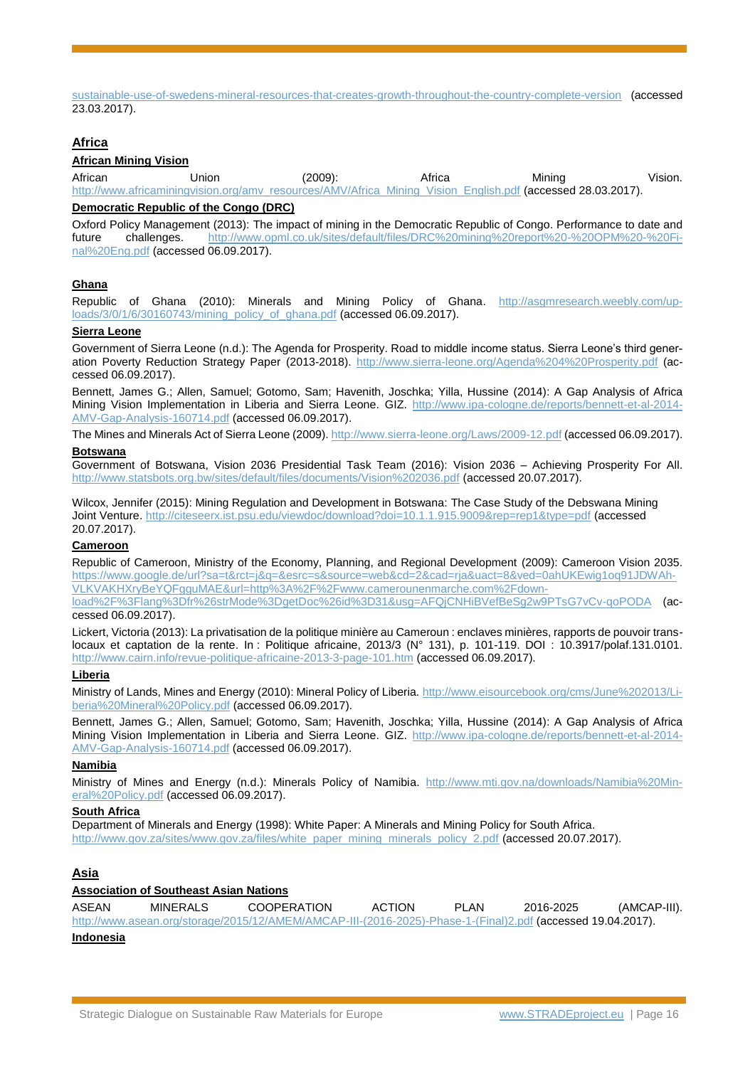sustainable-use-of-swedens-mineral-resources-that-creates-growth-throughout-the-country-complete-version (accessed 23.03.2017).

## Africa

### African Mining Vision

African Union (2009): Africa Mining Vision. http://www.africaminingvision.org/amv_resources/AMV/Africa_Mining_Vision_English.pdf (accessed 28.03.2017).

### Democratic Republic of the Congo (DRC)

Oxford Policy Management (2013): The impact of mining in the Democratic Republic of Congo. Performance to date and future challenges. http://www.opml.co.uk/sites/default/files/DRC%20mining%20report%20-%20OPM%20-%20Final%20Eng.pdf (accessed 06.09.2017).

### Ghana

Republic of Ghana (2010): Minerals and Mining Policy of Ghana. http://asgmresearch.weebly.com/uploads/3/0/1/6/30160743/mining_policy_of_ghana.pdf (accessed 06.09.2017).

### Sierra Leone

Government of Sierra Leone (n.d.): The Agenda for Prosperity. Road to middle income status. Sierra Leone's third generation Poverty Reduction Strategy Paper (2013-2018). http://www.sierra-leone.org/Agenda%204%20Prosperity.pdf (accessed 06.09.2017).

Bennett, James G.; Allen, Samuel; Gotomo, Sam; Havenith, Joschka; Yilla, Hussine (2014): A Gap Analysis of Africa Mining Vision Implementation in Liberia and Sierra Leone. GIZ. http://www.ipa-cologne.de/reports/bennett-et-al-2014-AMV-Gap-Analysis-160714.pdf (accessed 06.09.2017).

The Mines and Minerals Act of Sierra Leone (2009). http://www.sierra-leone.org/Laws/2009-12.pdf (accessed 06.09.2017).

### Botswana

Government of Botswana, Vision 2036 Presidential Task Team (2016): Vision 2036 – Achieving Prosperity For All. http://www.statsbots.org.bw/sites/default/files/documents/Vision%202036.pdf (accessed 20.07.2017).

Wilcox, Jennifer (2015): Mining Regulation and Development in Botswana: The Case Study of the Debswana Mining Joint Venture. http://citeseerx.ist.psu.edu/viewdoc/download?doi=10.1.1.915.9009&rep=rep1&type=pdf (accessed 20.07.2017).

### Cameroon

Republic of Cameroon, Ministry of the Economy, Planning, and Regional Development (2009): Cameroon Vision 2035. https://www.google.de/url?sa=t&rct=j&q=&esrc=s&source=web&cd=2&cad=rja&uact=8&ved=0ahUKEwig1oq91JDWAhVLKVAKHXryBeYQFgguMAE&url=http%3A%2F%2Fwww.camerounenmarche.com%2Fdownload%2F%3Flang%3Dfr%26strMode%3DgetDoc%26id%3D31&usg=AFQjCNHiBVefBeSg2w9PTsG7vCv-qoPODA (accessed 06.09.2017).

Lickert, Victoria (2013): La privatisation de la politique minière au Cameroun : enclaves minières, rapports de pouvoir translocaux et captation de la rente. In : Politique africaine, 2013/3 (N° 131), p. 101-119. DOI : 10.3917/polaf.131.0101. http://www.cairn.info/revue-politique-africaine-2013-3-page-101.htm (accessed 06.09.2017).

### Liberia

Ministry of Lands, Mines and Energy (2010): Mineral Policy of Liberia. http://www.eisourcebook.org/cms/June%202013/Liberia%20Mineral%20Policy.pdf (accessed 06.09.2017).

Bennett, James G.; Allen, Samuel; Gotomo, Sam; Havenith, Joschka; Yilla, Hussine (2014): A Gap Analysis of Africa Mining Vision Implementation in Liberia and Sierra Leone. GIZ. http://www.ipa-cologne.de/reports/bennett-et-al-2014-AMV-Gap-Analysis-160714.pdf (accessed 06.09.2017).

### Namibia

Ministry of Mines and Energy (n.d.): Minerals Policy of Namibia. http://www.mti.gov.na/downloads/Namibia%20Mineral%20Policy.pdf (accessed 06.09.2017).

### South Africa

Department of Minerals and Energy (1998): White Paper: A Minerals and Mining Policy for South Africa. http://www.gov.za/sites/www.gov.za/files/white_paper_mining_minerals_policy_2.pdf (accessed 20.07.2017).

## Asia

### Association of Southeast Asian Nations

ASEAN MINERALS COOPERATION ACTION PLAN 2016-2025 (AMCAP-III). http://www.asean.org/storage/2015/12/AMEM/AMCAP-III-(2016-2025)-Phase-1-(Final)2.pdf (accessed 19.04.2017).

### Indonesia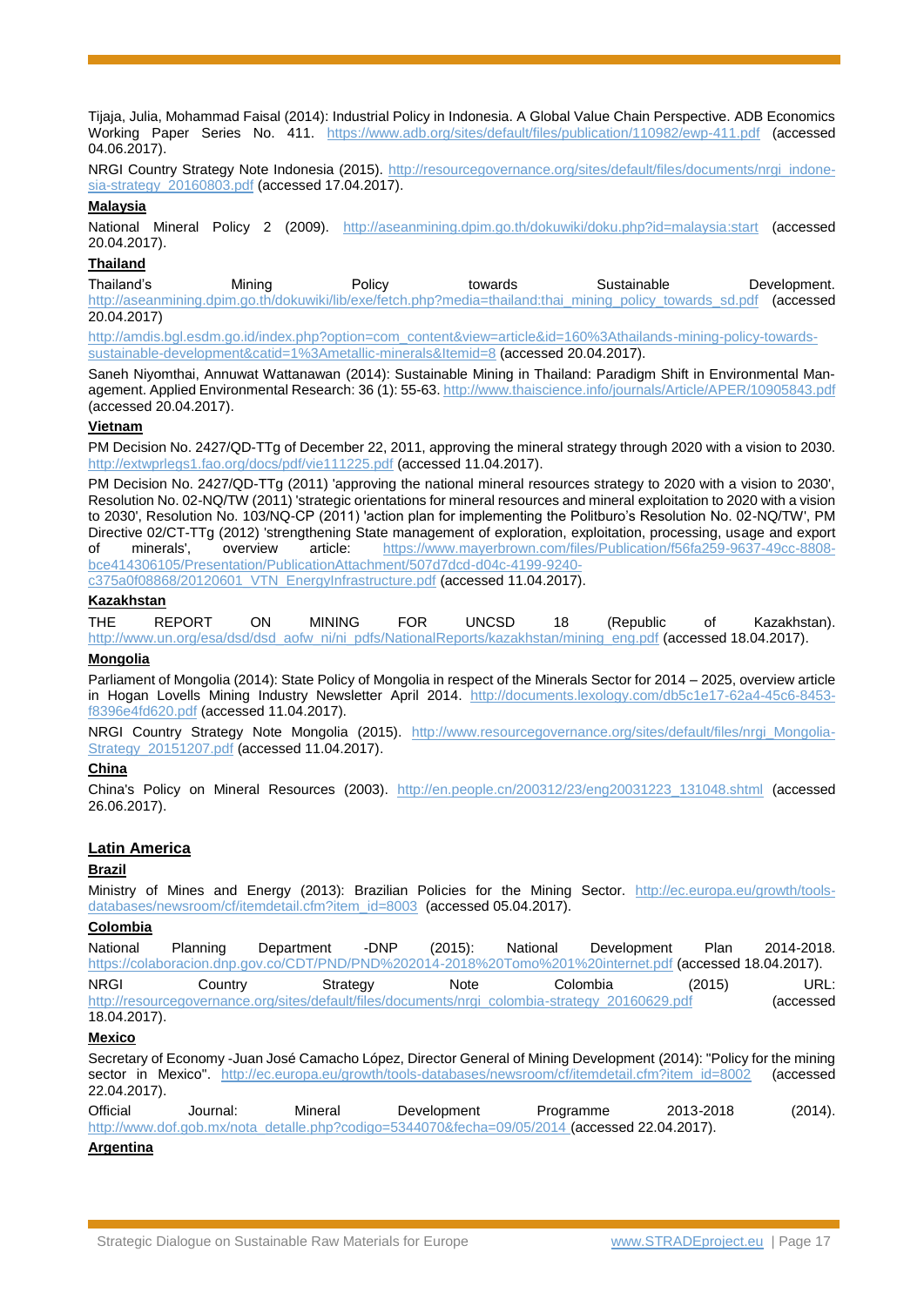Tijaja, Julia, Mohammad Faisal (2014): Industrial Policy in Indonesia. A Global Value Chain Perspective. ADB Economics Working Paper Series No. 411. https://www.adb.org/sites/default/files/publication/110982/ewp-411.pdf (accessed 04.06.2017).

NRGI Country Strategy Note Indonesia (2015). http://resourcegovernance.org/sites/default/files/documents/nrgi_indonesia-strategy_20160803.pdf (accessed 17.04.2017).

**Malaysia**

National Mineral Policy 2 (2009). http://aseanmining.dpim.go.th/dokuwiki/doku.php?id=malaysia:start (accessed 20.04.2017).

**Thailand**

Thailand's Mining Policy towards Sustainable Development. http://aseanmining.dpim.go.th/dokuwiki/lib/exe/fetch.php?media=thailand:thai_mining_policy_towards_sd.pdf (accessed 20.04.2017)

http://amdis.bgl.esdm.go.id/index.php?option=com_content&view=article&id=160%3Athailands-mining-policy-towards-sustainable-development&catid=1%3Ametallic-minerals&Itemid=8 (accessed 20.04.2017).

Saneh Niyomthai, Annuwat Wattanawan (2014): Sustainable Mining in Thailand: Paradigm Shift in Environmental Management. Applied Environmental Research: 36 (1): 55-63. http://www.thaiscience.info/journals/Article/APER/10905843.pdf (accessed 20.04.2017).

**Vietnam**

PM Decision No. 2427/QD-TTg of December 22, 2011, approving the mineral strategy through 2020 with a vision to 2030. http://extwprlegs1.fao.org/docs/pdf/vie111225.pdf (accessed 11.04.2017).

PM Decision No. 2427/QD-TTg (2011) 'approving the national mineral resources strategy to 2020 with a vision to 2030', Resolution No. 02-NQ/TW (2011) 'strategic orientations for mineral resources and mineral exploitation to 2020 with a vision to 2030', Resolution No. 103/NQ-CP (2011) 'action plan for implementing the Politburo's Resolution No. 02-NQ/TW', PM Directive 02/CT-TTg (2012) 'strengthening State management of exploration, exploitation, processing, usage and export of minerals', overview article: https://www.mayerbrown.com/files/Publication/f56fa259-9637-49cc-8808-bce414306105/Presentation/PublicationAttachment/507d7dcd-d04c-4199-9240-c375a0f08868/20120601_VTN_EnergyInfrastructure.pdf (accessed 11.04.2017).

**Kazakhstan**

THE REPORT ON MINING FOR UNCSD 18 (Republic of Kazakhstan). http://www.un.org/esa/dsd/dsd_aofw_ni/ni_pdfs/NationalReports/kazakhstan/mining_eng.pdf (accessed 18.04.2017).

**Mongolia**

Parliament of Mongolia (2014): State Policy of Mongolia in respect of the Minerals Sector for 2014 – 2025, overview article in Hogan Lovells Mining Industry Newsletter April 2014. http://documents.lexology.com/db5c1e17-62a4-45c6-8453-f8396e4fd620.pdf (accessed 11.04.2017).

NRGI Country Strategy Note Mongolia (2015). http://www.resourcegovernance.org/sites/default/files/nrgi_Mongolia-Strategy_20151207.pdf (accessed 11.04.2017).

**China**

China's Policy on Mineral Resources (2003). http://en.people.cn/200312/23/eng20031223_131048.shtml (accessed 26.06.2017).

## Latin America

**Brazil**

Ministry of Mines and Energy (2013): Brazilian Policies for the Mining Sector. http://ec.europa.eu/growth/tools-databases/newsroom/cf/itemdetail.cfm?item_id=8003 (accessed 05.04.2017).

**Colombia**

National Planning Department -DNP (2015): National Development Plan 2014-2018. https://colaboracion.dnp.gov.co/CDT/PND/PND%202014-2018%20Tomo%201%20internet.pdf (accessed 18.04.2017).

NRGI Country Strategy Note Colombia (2015) URL: http://resourcegovernance.org/sites/default/files/documents/nrgi_colombia-strategy_20160629.pdf (accessed 18.04.2017).

**Mexico**

Secretary of Economy -Juan José Camacho López, Director General of Mining Development (2014): "Policy for the mining sector in Mexico". http://ec.europa.eu/growth/tools-databases/newsroom/cf/itemdetail.cfm?item_id=8002 (accessed 22.04.2017).

Official Journal: Mineral Development Programme 2013-2018 (2014). http://www.dof.gob.mx/nota_detalle.php?codigo=5344070&fecha=09/05/2014 (accessed 22.04.2017).

**Argentina**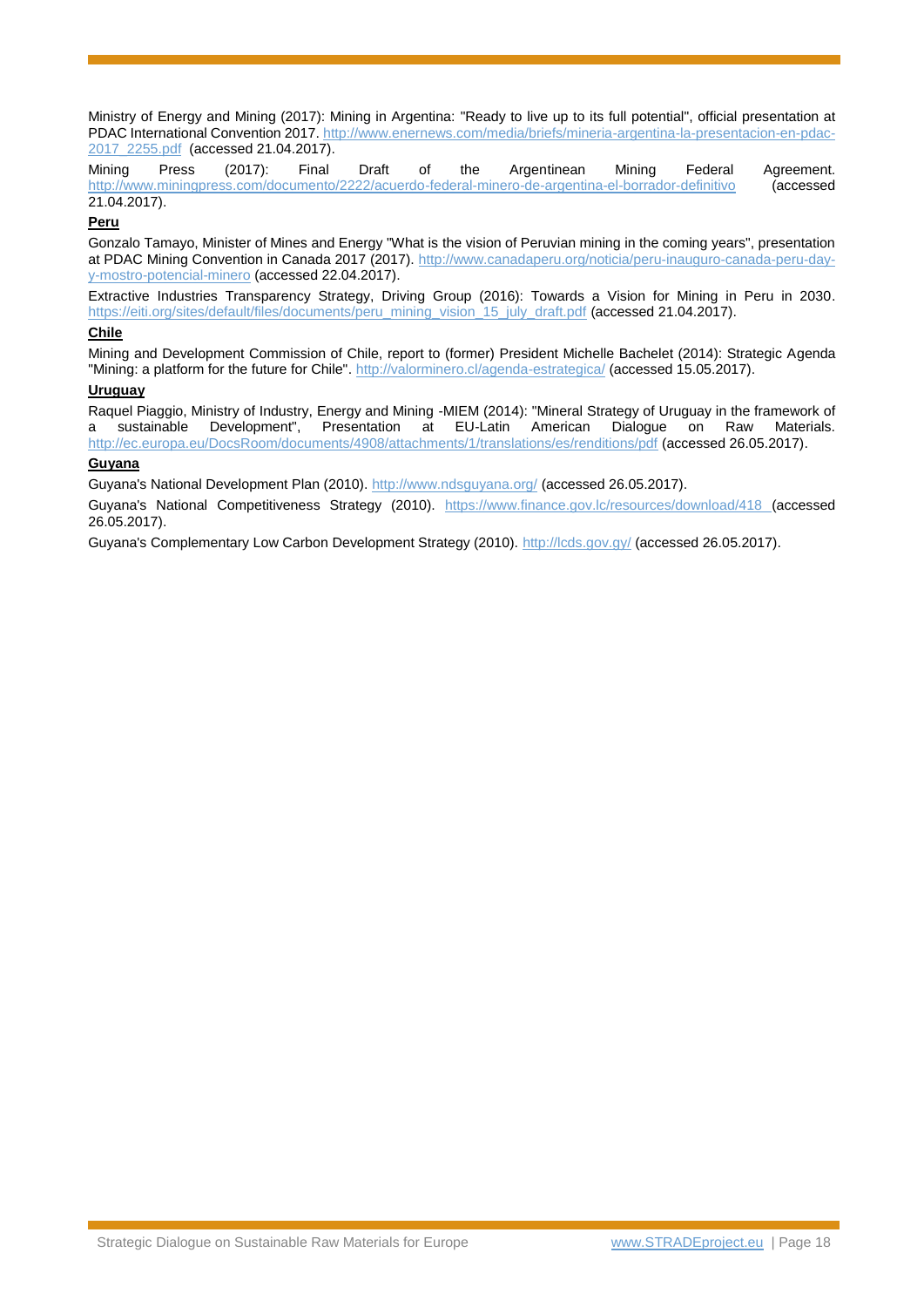Ministry of Energy and Mining (2017): Mining in Argentina: "Ready to live up to its full potential", official presentation at PDAC International Convention 2017. http://www.enernews.com/media/briefs/mineria-argentina-la-presentacion-en-pdac-2017_2255.pdf (accessed 21.04.2017).

Mining Press (2017): Final Draft of the Argentinean Mining Federal Agreement. http://www.miningpress.com/documento/2222/acuerdo-federal-minero-de-argentina-el-borrador-definitivo (accessed 21.04.2017).

**Peru**

Gonzalo Tamayo, Minister of Mines and Energy "What is the vision of Peruvian mining in the coming years", presentation at PDAC Mining Convention in Canada 2017 (2017). http://www.canadaperu.org/noticia/peru-inauguro-canada-peru-day-y-mostro-potencial-minero (accessed 22.04.2017).

Extractive Industries Transparency Strategy, Driving Group (2016): Towards a Vision for Mining in Peru in 2030. https://eiti.org/sites/default/files/documents/peru_mining_vision_15_july_draft.pdf (accessed 21.04.2017).

**Chile**

Mining and Development Commission of Chile, report to (former) President Michelle Bachelet (2014): Strategic Agenda "Mining: a platform for the future for Chile". http://valorminero.cl/agenda-estrategica/ (accessed 15.05.2017).

**Uruguay**

Raquel Piaggio, Ministry of Industry, Energy and Mining -MIEM (2014): "Mineral Strategy of Uruguay in the framework of a sustainable Development", Presentation at EU-Latin American Dialogue on Raw Materials. http://ec.europa.eu/DocsRoom/documents/4908/attachments/1/translations/es/renditions/pdf (accessed 26.05.2017).

**Guyana**

Guyana's National Development Plan (2010). http://www.ndsguyana.org/ (accessed 26.05.2017).

Guyana's National Competitiveness Strategy (2010). https://www.finance.gov.lc/resources/download/418 (accessed 26.05.2017).

Guyana's Complementary Low Carbon Development Strategy (2010). http://lcds.gov.gy/ (accessed 26.05.2017).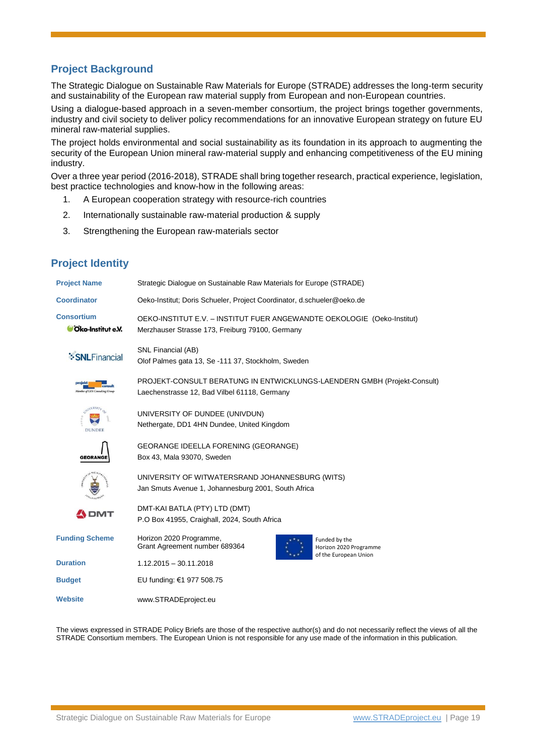## Project Background

The Strategic Dialogue on Sustainable Raw Materials for Europe (STRADE) addresses the long-term security and sustainability of the European raw material supply from European and non-European countries.

Using a dialogue-based approach in a seven-member consortium, the project brings together governments, industry and civil society to deliver policy recommendations for an innovative European strategy on future EU mineral raw-material supplies.

The project holds environmental and social sustainability as its foundation in its approach to augmenting the security of the European Union mineral raw-material supply and enhancing competitiveness of the EU mining industry.

Over a three year period (2016-2018), STRADE shall bring together research, practical experience, legislation, best practice technologies and know-how in the following areas:

1. A European cooperation strategy with resource-rich countries
2. Internationally sustainable raw-material production & supply
3. Strengthening the European raw-materials sector

## Project Identity

| | |
|---|---|
| **Project Name** | Strategic Dialogue on Sustainable Raw Materials for Europe (STRADE) |
| **Coordinator** | Oeko-Institut; Doris Schueler, Project Coordinator, d.schueler@oeko.de |
| **Consortium** Öko-Institut e.V. | OEKO-INSTITUT E.V. – INSTITUT FUER ANGEWANDTE OEKOLOGIE (Oeko-Institut) Merzhauser Strasse 173, Freiburg 79100, Germany |
| SNLFinancial | SNL Financial (AB) Olof Palmes gata 13, Se -111 37, Stockholm, Sweden |
| projekt consult | PROJEKT-CONSULT BERATUNG IN ENTWICKLUNGS-LAENDERN GMBH (Projekt-Consult) Laechenstrasse 12, Bad Vilbel 61118, Germany |
| Dundee | UNIVERSITY OF DUNDEE (UNIVDUN) Nethergate, DD1 4HN Dundee, United Kingdom |
| GEORANGE | GEORANGE IDEELLA FORENING (GEORANGE) Box 43, Mala 93070, Sweden |
| Wits | UNIVERSITY OF WITWATERSRAND JOHANNESBURG (WITS) Jan Smuts Avenue 1, Johannesburg 2001, South Africa |
| DMT | DMT-KAI BATLA (PTY) LTD (DMT) P.O Box 41955, Craighall, 2024, South Africa |
| **Funding Scheme** | Horizon 2020 Programme, Grant Agreement number 689364 — Funded by the Horizon 2020 Programme of the European Union |
| **Duration** | 1.12.2015 – 30.11.2018 |
| **Budget** | EU funding: €1 977 508.75 |
| **Website** | www.STRADEproject.eu |

The views expressed in STRADE Policy Briefs are those of the respective author(s) and do not necessarily reflect the views of all the STRADE Consortium members. The European Union is not responsible for any use made of the information in this publication.